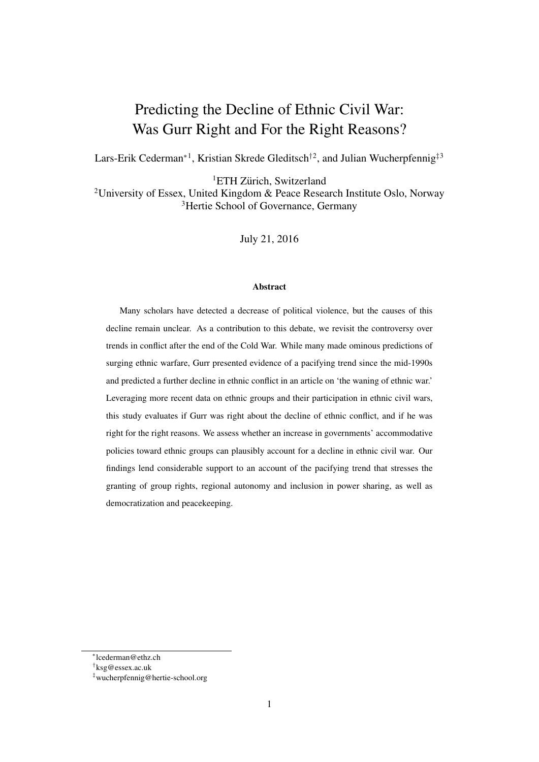# Predicting the Decline of Ethnic Civil War: Was Gurr Right and For the Right Reasons?

Lars-Erik Cederman*[1], Kristian Skrede Gleditsch†[2], and Julian Wucherpfennig‡[3]

[1]ETH Zürich, Switzerland
[2]University of Essex, United Kingdom & Peace Research Institute Oslo, Norway
[3]Hertie School of Governance, Germany

July 21, 2016

### Abstract

Many scholars have detected a decrease of political violence, but the causes of this decline remain unclear. As a contribution to this debate, we revisit the controversy over trends in conflict after the end of the Cold War. While many made ominous predictions of surging ethnic warfare, Gurr presented evidence of a pacifying trend since the mid-1990s and predicted a further decline in ethnic conflict in an article on 'the waning of ethnic war.' Leveraging more recent data on ethnic groups and their participation in ethnic civil wars, this study evaluates if Gurr was right about the decline of ethnic conflict, and if he was right for the right reasons. We assess whether an increase in governments' accommodative policies toward ethnic groups can plausibly account for a decline in ethnic civil war. Our findings lend considerable support to an account of the pacifying trend that stresses the granting of group rights, regional autonomy and inclusion in power sharing, as well as democratization and peacekeeping.

*lcederman@ethz.ch
†ksg@essex.ac.uk
‡wucherpfennig@hertie-school.org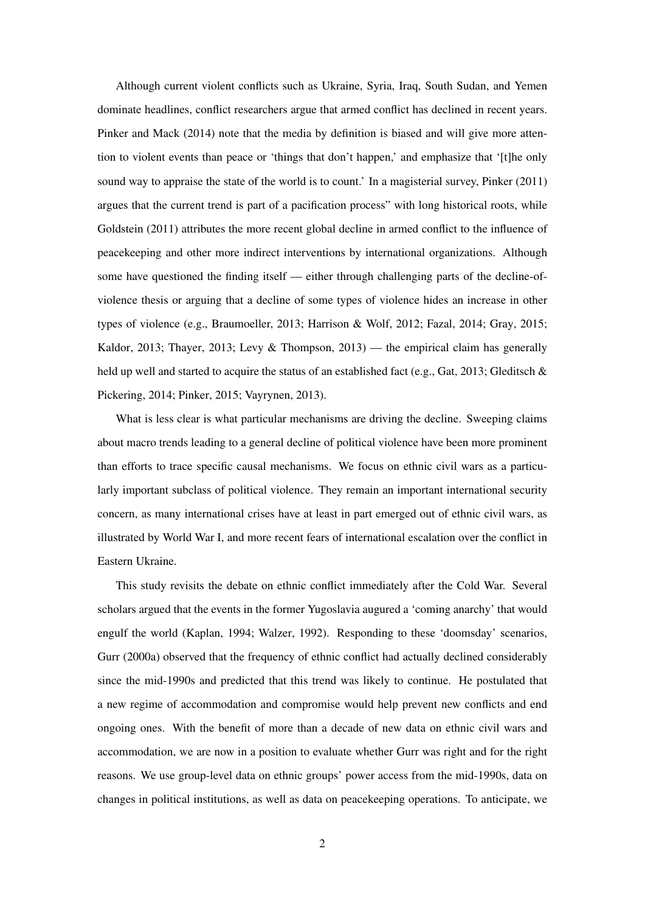Although current violent conflicts such as Ukraine, Syria, Iraq, South Sudan, and Yemen dominate headlines, conflict researchers argue that armed conflict has declined in recent years. Pinker and Mack (2014) note that the media by definition is biased and will give more attention to violent events than peace or 'things that don't happen,' and emphasize that '[t]he only sound way to appraise the state of the world is to count.' In a magisterial survey, Pinker (2011) argues that the current trend is part of a pacification process" with long historical roots, while Goldstein (2011) attributes the more recent global decline in armed conflict to the influence of peacekeeping and other more indirect interventions by international organizations. Although some have questioned the finding itself — either through challenging parts of the decline-of-violence thesis or arguing that a decline of some types of violence hides an increase in other types of violence (e.g., Braumoeller, 2013; Harrison & Wolf, 2012; Fazal, 2014; Gray, 2015; Kaldor, 2013; Thayer, 2013; Levy & Thompson, 2013) — the empirical claim has generally held up well and started to acquire the status of an established fact (e.g., Gat, 2013; Gleditsch & Pickering, 2014; Pinker, 2015; Vayrynen, 2013).

What is less clear is what particular mechanisms are driving the decline. Sweeping claims about macro trends leading to a general decline of political violence have been more prominent than efforts to trace specific causal mechanisms. We focus on ethnic civil wars as a particularly important subclass of political violence. They remain an important international security concern, as many international crises have at least in part emerged out of ethnic civil wars, as illustrated by World War I, and more recent fears of international escalation over the conflict in Eastern Ukraine.

This study revisits the debate on ethnic conflict immediately after the Cold War. Several scholars argued that the events in the former Yugoslavia augured a 'coming anarchy' that would engulf the world (Kaplan, 1994; Walzer, 1992). Responding to these 'doomsday' scenarios, Gurr (2000a) observed that the frequency of ethnic conflict had actually declined considerably since the mid-1990s and predicted that this trend was likely to continue. He postulated that a new regime of accommodation and compromise would help prevent new conflicts and end ongoing ones. With the benefit of more than a decade of new data on ethnic civil wars and accommodation, we are now in a position to evaluate whether Gurr was right and for the right reasons. We use group-level data on ethnic groups' power access from the mid-1990s, data on changes in political institutions, as well as data on peacekeeping operations. To anticipate, we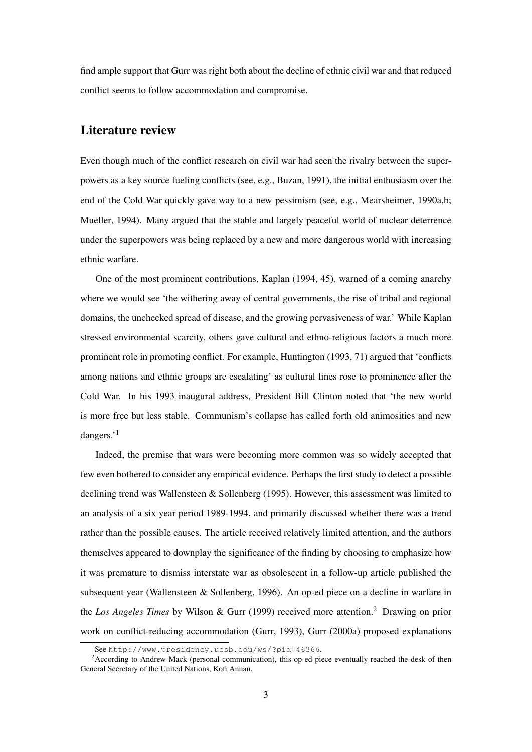find ample support that Gurr was right both about the decline of ethnic civil war and that reduced conflict seems to follow accommodation and compromise.

## Literature review

Even though much of the conflict research on civil war had seen the rivalry between the superpowers as a key source fueling conflicts (see, e.g., Buzan, 1991), the initial enthusiasm over the end of the Cold War quickly gave way to a new pessimism (see, e.g., Mearsheimer, 1990a,b; Mueller, 1994). Many argued that the stable and largely peaceful world of nuclear deterrence under the superpowers was being replaced by a new and more dangerous world with increasing ethnic warfare.

One of the most prominent contributions, Kaplan (1994, 45), warned of a coming anarchy where we would see 'the withering away of central governments, the rise of tribal and regional domains, the unchecked spread of disease, and the growing pervasiveness of war.' While Kaplan stressed environmental scarcity, others gave cultural and ethno-religious factors a much more prominent role in promoting conflict. For example, Huntington (1993, 71) argued that 'conflicts among nations and ethnic groups are escalating' as cultural lines rose to prominence after the Cold War. In his 1993 inaugural address, President Bill Clinton noted that 'the new world is more free but less stable. Communism's collapse has called forth old animosities and new dangers.'[1]

Indeed, the premise that wars were becoming more common was so widely accepted that few even bothered to consider any empirical evidence. Perhaps the first study to detect a possible declining trend was Wallensteen & Sollenberg (1995). However, this assessment was limited to an analysis of a six year period 1989-1994, and primarily discussed whether there was a trend rather than the possible causes. The article received relatively limited attention, and the authors themselves appeared to downplay the significance of the finding by choosing to emphasize how it was premature to dismiss interstate war as obsolescent in a follow-up article published the subsequent year (Wallensteen & Sollenberg, 1996). An op-ed piece on a decline in warfare in the *Los Angeles Times* by Wilson & Gurr (1999) received more attention.[2] Drawing on prior work on conflict-reducing accommodation (Gurr, 1993), Gurr (2000a) proposed explanations

[1] See `http://www.presidency.ucsb.edu/ws/?pid=46366`.

[2] According to Andrew Mack (personal communication), this op-ed piece eventually reached the desk of then General Secretary of the United Nations, Kofi Annan.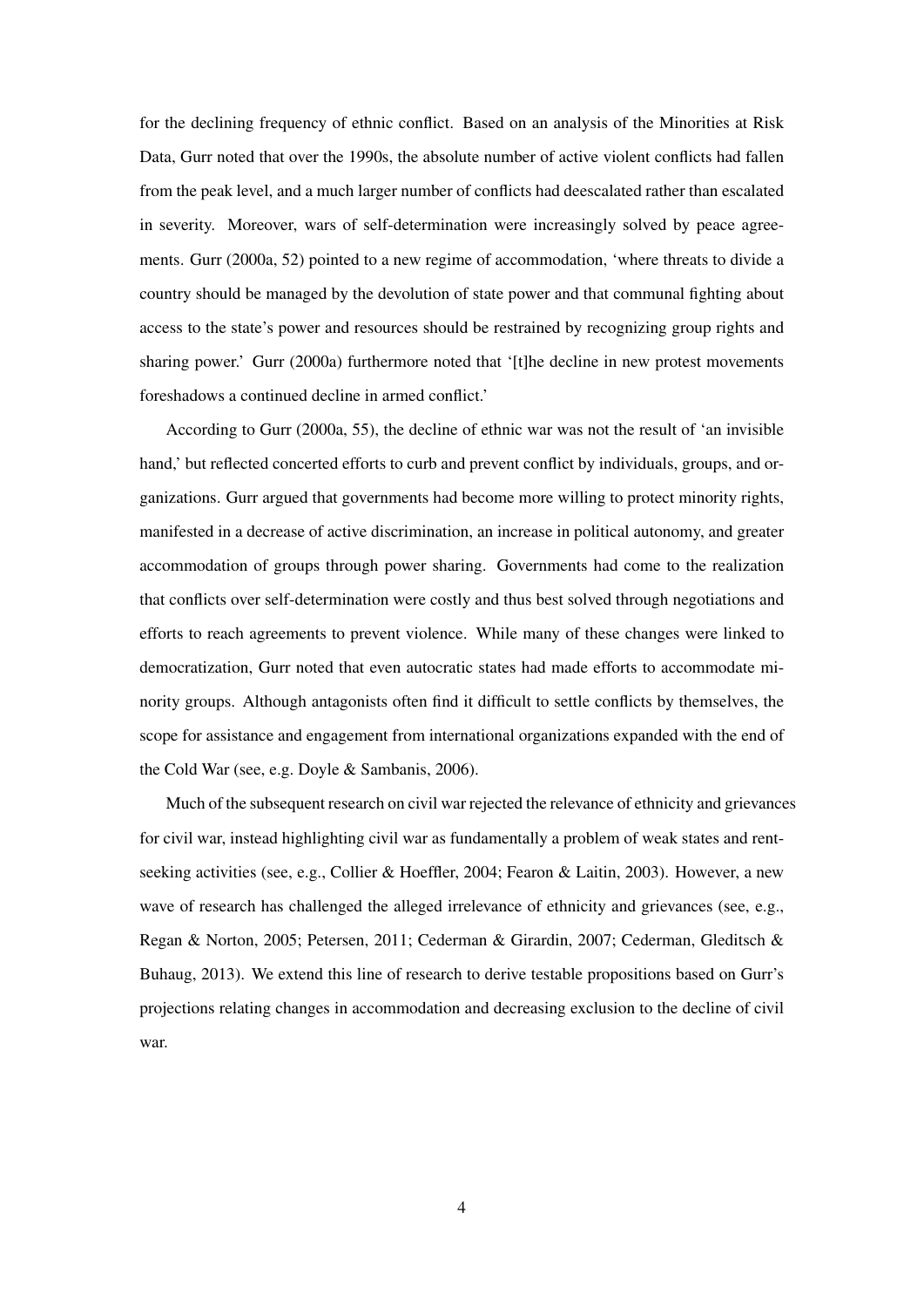for the declining frequency of ethnic conflict. Based on an analysis of the Minorities at Risk Data, Gurr noted that over the 1990s, the absolute number of active violent conflicts had fallen from the peak level, and a much larger number of conflicts had deescalated rather than escalated in severity. Moreover, wars of self-determination were increasingly solved by peace agreements. Gurr (2000a, 52) pointed to a new regime of accommodation, 'where threats to divide a country should be managed by the devolution of state power and that communal fighting about access to the state's power and resources should be restrained by recognizing group rights and sharing power.' Gurr (2000a) furthermore noted that '[t]he decline in new protest movements foreshadows a continued decline in armed conflict.'

According to Gurr (2000a, 55), the decline of ethnic war was not the result of 'an invisible hand,' but reflected concerted efforts to curb and prevent conflict by individuals, groups, and organizations. Gurr argued that governments had become more willing to protect minority rights, manifested in a decrease of active discrimination, an increase in political autonomy, and greater accommodation of groups through power sharing. Governments had come to the realization that conflicts over self-determination were costly and thus best solved through negotiations and efforts to reach agreements to prevent violence. While many of these changes were linked to democratization, Gurr noted that even autocratic states had made efforts to accommodate minority groups. Although antagonists often find it difficult to settle conflicts by themselves, the scope for assistance and engagement from international organizations expanded with the end of the Cold War (see, e.g. Doyle & Sambanis, 2006).

Much of the subsequent research on civil war rejected the relevance of ethnicity and grievances for civil war, instead highlighting civil war as fundamentally a problem of weak states and rent-seeking activities (see, e.g., Collier & Hoeffler, 2004; Fearon & Laitin, 2003). However, a new wave of research has challenged the alleged irrelevance of ethnicity and grievances (see, e.g., Regan & Norton, 2005; Petersen, 2011; Cederman & Girardin, 2007; Cederman, Gleditsch & Buhaug, 2013). We extend this line of research to derive testable propositions based on Gurr's projections relating changes in accommodation and decreasing exclusion to the decline of civil war.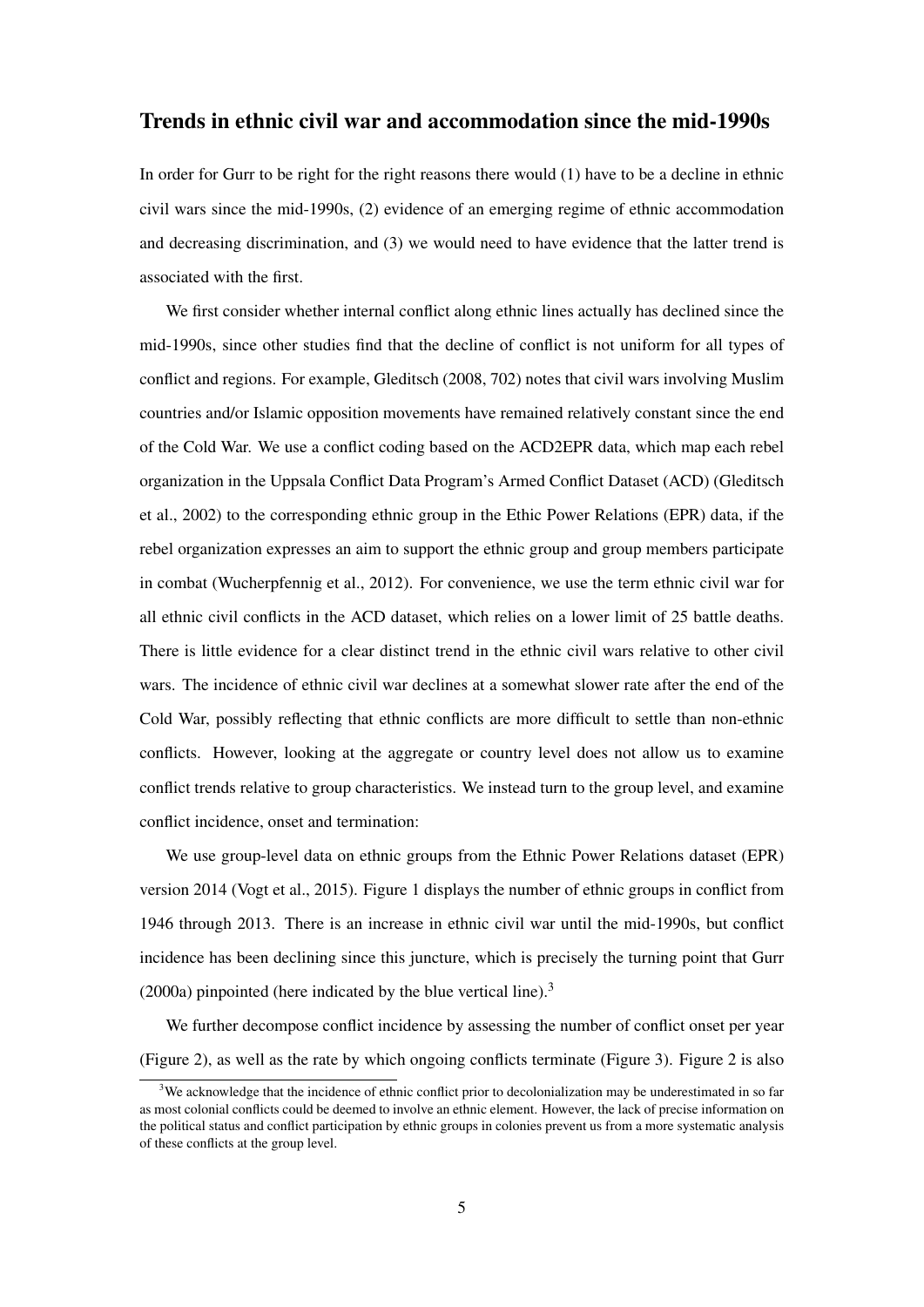## Trends in ethnic civil war and accommodation since the mid-1990s

In order for Gurr to be right for the right reasons there would (1) have to be a decline in ethnic civil wars since the mid-1990s, (2) evidence of an emerging regime of ethnic accommodation and decreasing discrimination, and (3) we would need to have evidence that the latter trend is associated with the first.

We first consider whether internal conflict along ethnic lines actually has declined since the mid-1990s, since other studies find that the decline of conflict is not uniform for all types of conflict and regions. For example, Gleditsch (2008, 702) notes that civil wars involving Muslim countries and/or Islamic opposition movements have remained relatively constant since the end of the Cold War. We use a conflict coding based on the ACD2EPR data, which map each rebel organization in the Uppsala Conflict Data Program's Armed Conflict Dataset (ACD) (Gleditsch et al., 2002) to the corresponding ethnic group in the Ethic Power Relations (EPR) data, if the rebel organization expresses an aim to support the ethnic group and group members participate in combat (Wucherpfennig et al., 2012). For convenience, we use the term ethnic civil war for all ethnic civil conflicts in the ACD dataset, which relies on a lower limit of 25 battle deaths. There is little evidence for a clear distinct trend in the ethnic civil wars relative to other civil wars. The incidence of ethnic civil war declines at a somewhat slower rate after the end of the Cold War, possibly reflecting that ethnic conflicts are more difficult to settle than non-ethnic conflicts. However, looking at the aggregate or country level does not allow us to examine conflict trends relative to group characteristics. We instead turn to the group level, and examine conflict incidence, onset and termination:

We use group-level data on ethnic groups from the Ethnic Power Relations dataset (EPR) version 2014 (Vogt et al., 2015). Figure 1 displays the number of ethnic groups in conflict from 1946 through 2013. There is an increase in ethnic civil war until the mid-1990s, but conflict incidence has been declining since this juncture, which is precisely the turning point that Gurr (2000a) pinpointed (here indicated by the blue vertical line).[3]

We further decompose conflict incidence by assessing the number of conflict onset per year (Figure 2), as well as the rate by which ongoing conflicts terminate (Figure 3). Figure 2 is also

[3]We acknowledge that the incidence of ethnic conflict prior to decolonialization may be underestimated in so far as most colonial conflicts could be deemed to involve an ethnic element. However, the lack of precise information on the political status and conflict participation by ethnic groups in colonies prevent us from a more systematic analysis of these conflicts at the group level.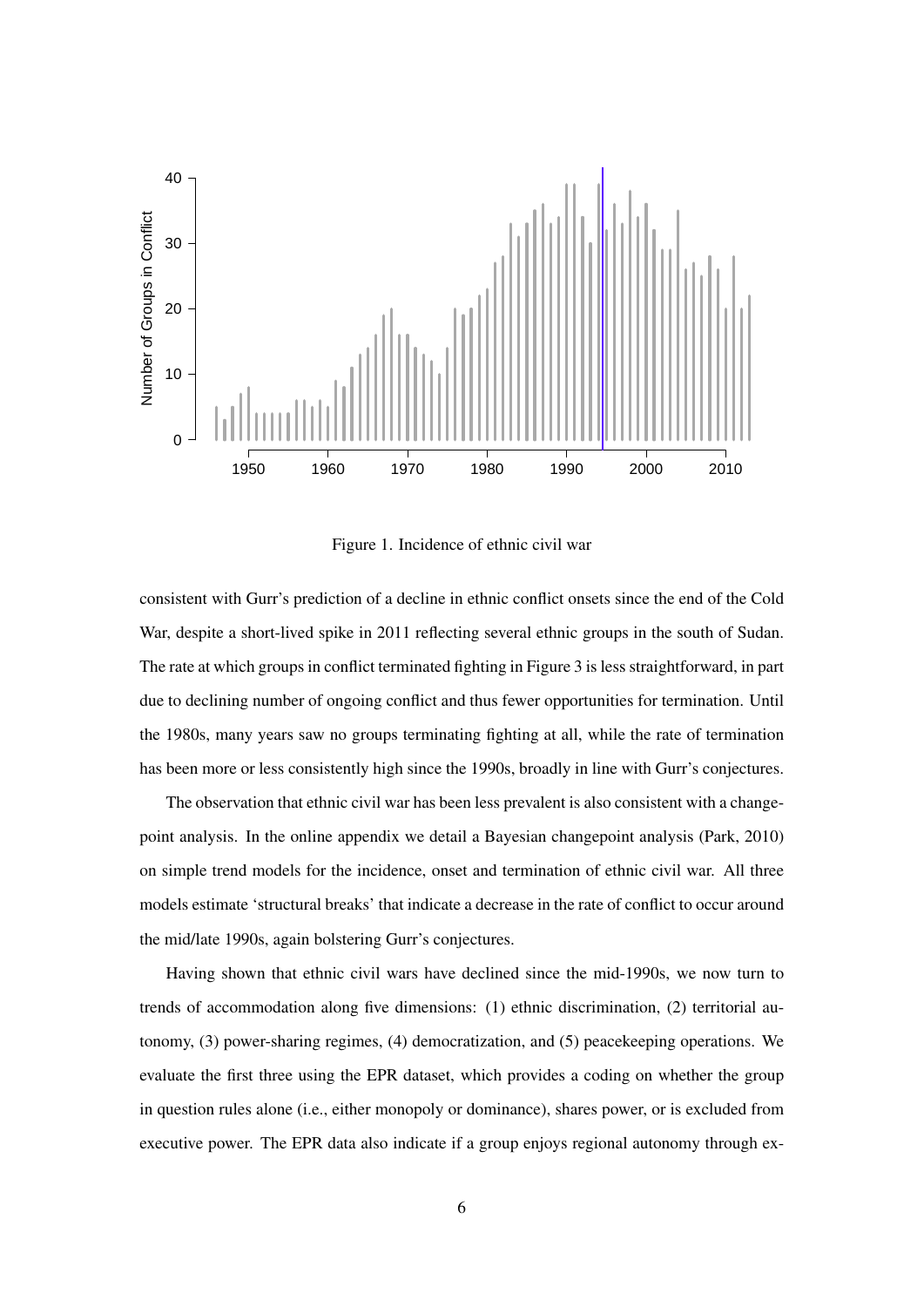Number of Groups in Conflict

40
30
20
10
0

1950
1960
1970
1980
1990
2000
2010

Figure 1. Incidence of ethnic civil war

consistent with Gurr's prediction of a decline in ethnic conflict onsets since the end of the Cold War, despite a short-lived spike in 2011 reflecting several ethnic groups in the south of Sudan. The rate at which groups in conflict terminated fighting in Figure 3 is less straightforward, in part due to declining number of ongoing conflict and thus fewer opportunities for termination. Until the 1980s, many years saw no groups terminating fighting at all, while the rate of termination has been more or less consistently high since the 1990s, broadly in line with Gurr's conjectures.

The observation that ethnic civil war has been less prevalent is also consistent with a change-point analysis. In the online appendix we detail a Bayesian changepoint analysis (Park, 2010) on simple trend models for the incidence, onset and termination of ethnic civil war. All three models estimate 'structural breaks' that indicate a decrease in the rate of conflict to occur around the mid/late 1990s, again bolstering Gurr's conjectures.

Having shown that ethnic civil wars have declined since the mid-1990s, we now turn to trends of accommodation along five dimensions: (1) ethnic discrimination, (2) territorial autonomy, (3) power-sharing regimes, (4) democratization, and (5) peacekeeping operations. We evaluate the first three using the EPR dataset, which provides a coding on whether the group in question rules alone (i.e., either monopoly or dominance), shares power, or is excluded from executive power. The EPR data also indicate if a group enjoys regional autonomy through ex-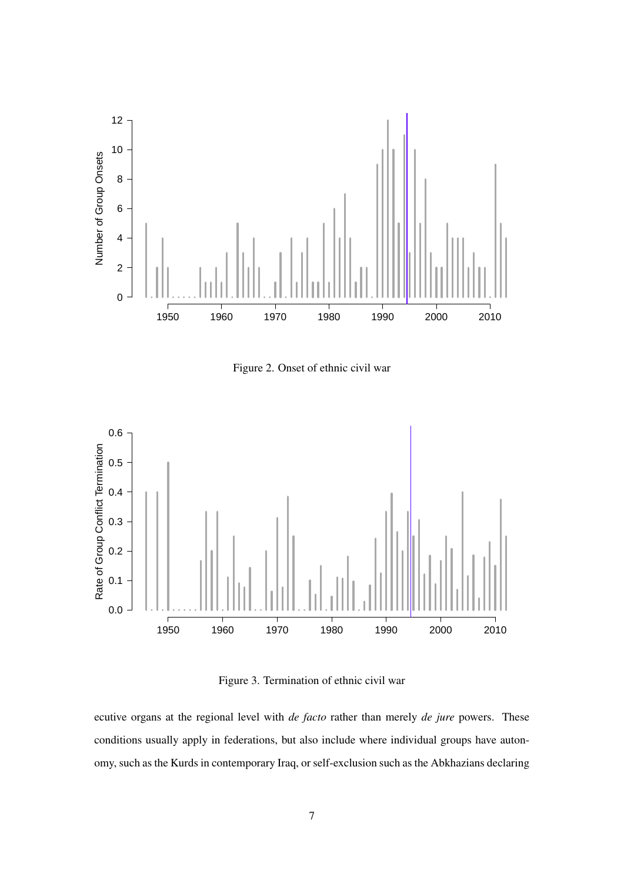Number of Group Onsets

12
10
8
6
4
2
0

1950 1960 1970 1980 1990 2000 2010

Figure 2. Onset of ethnic civil war

Rate of Group Conflict Termination

0.6
0.5
0.4
0.3
0.2
0.1
0.0

1950 1960 1970 1980 1990 2000 2010

Figure 3. Termination of ethnic civil war

ecutive organs at the regional level with *de facto* rather than merely *de jure* powers. These conditions usually apply in federations, but also include where individual groups have autonomy, such as the Kurds in contemporary Iraq, or self-exclusion such as the Abkhazians declaring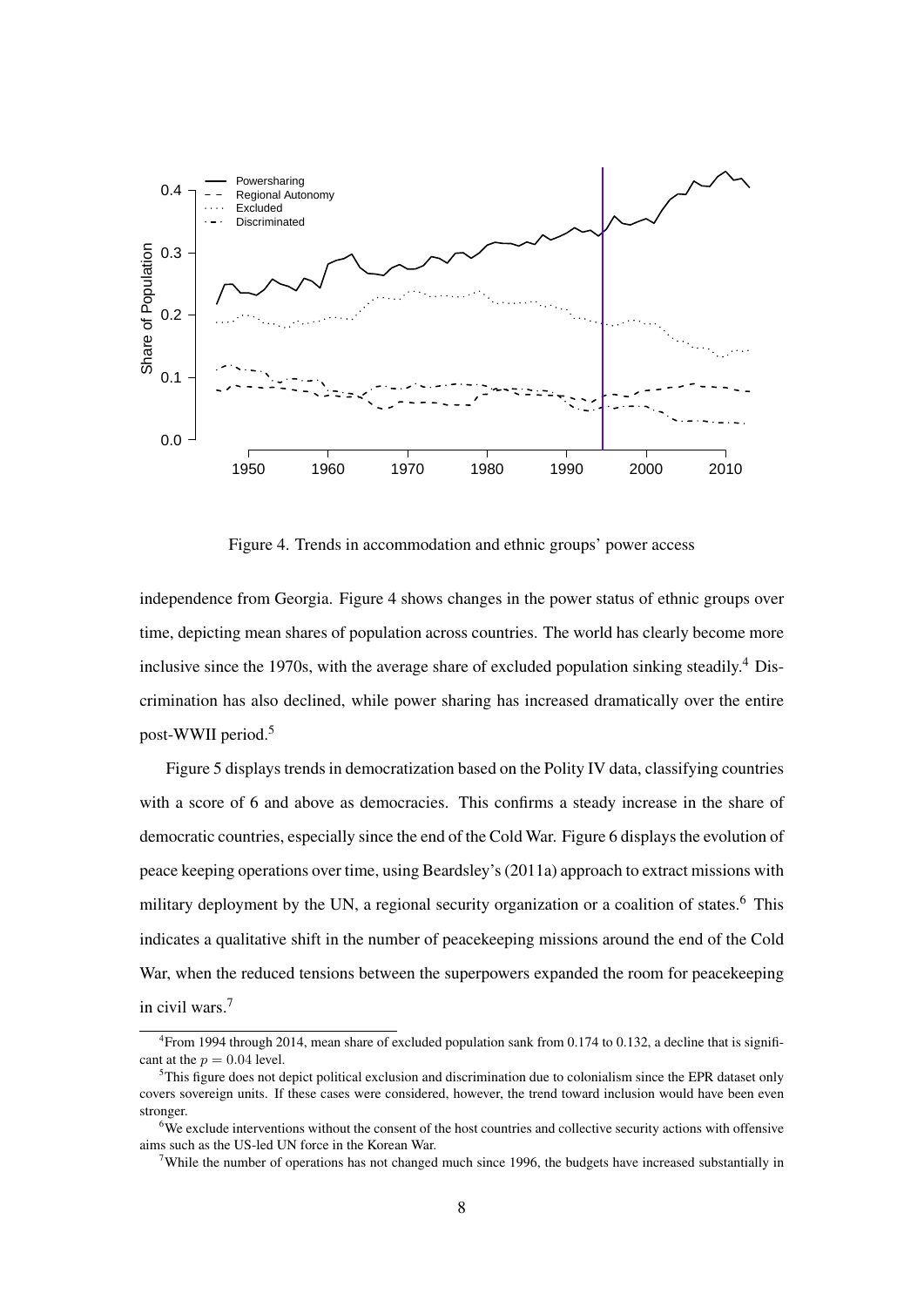Powersharing
Regional Autonomy
Excluded
Discriminated

Share of Population

0.0
0.1
0.2
0.3
0.4

1950
1960
1970
1980
1990
2000
2010

Figure 4. Trends in accommodation and ethnic groups' power access

independence from Georgia. Figure 4 shows changes in the power status of ethnic groups over time, depicting mean shares of population across countries. The world has clearly become more inclusive since the 1970s, with the average share of excluded population sinking steadily.[4] Discrimination has also declined, while power sharing has increased dramatically over the entire post-WWII period.[5]

Figure 5 displays trends in democratization based on the Polity IV data, classifying countries with a score of 6 and above as democracies. This confirms a steady increase in the share of democratic countries, especially since the end of the Cold War. Figure 6 displays the evolution of peace keeping operations over time, using Beardsley's (2011a) approach to extract missions with military deployment by the UN, a regional security organization or a coalition of states.[6] This indicates a qualitative shift in the number of peacekeeping missions around the end of the Cold War, when the reduced tensions between the superpowers expanded the room for peacekeeping in civil wars.[7]

[4] From 1994 through 2014, mean share of excluded population sank from 0.174 to 0.132, a decline that is significant at the $p = 0.04$ level.

[5] This figure does not depict political exclusion and discrimination due to colonialism since the EPR dataset only covers sovereign units. If these cases were considered, however, the trend toward inclusion would have been even stronger.

[6] We exclude interventions without the consent of the host countries and collective security actions with offensive aims such as the US-led UN force in the Korean War.

[7] While the number of operations has not changed much since 1996, the budgets have increased substantially in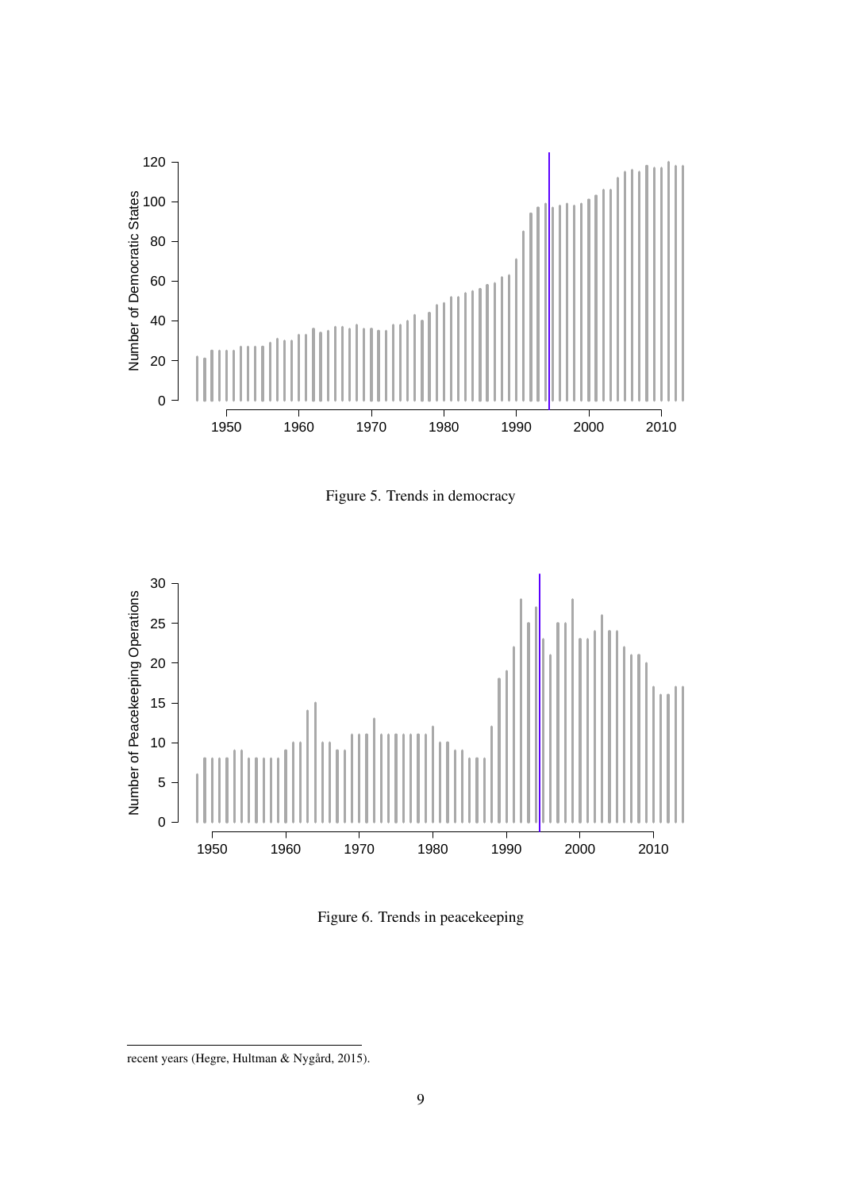Number of Democratic States

0
20
40
60
80
100
120

1950
1960
1970
1980
1990
2000
2010

Figure 5. Trends in democracy

Number of Peacekeeping Operations

0
5
10
15
20
25
30

1950
1960
1970
1980
1990
2000
2010

Figure 6. Trends in peacekeeping

---

recent years (Hegre, Hultman & Nygård, 2015).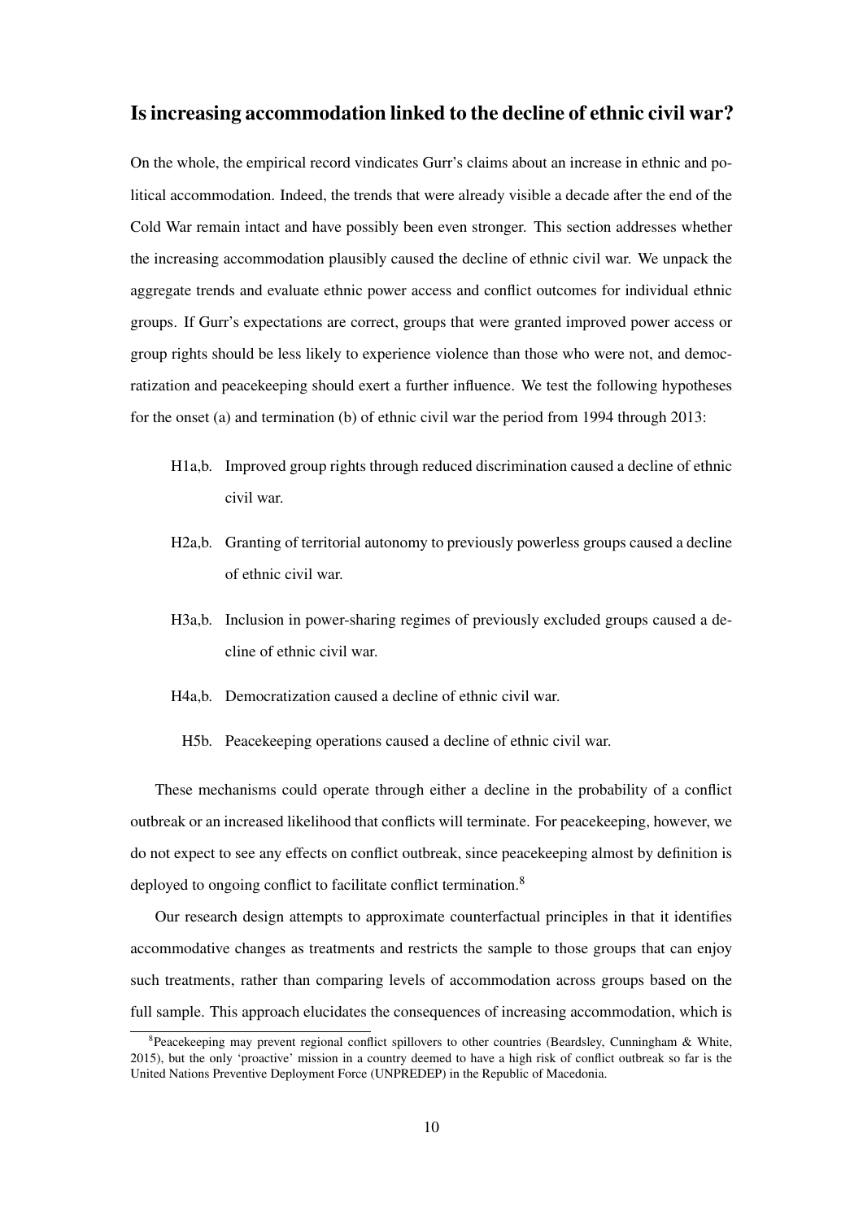## Is increasing accommodation linked to the decline of ethnic civil war?

On the whole, the empirical record vindicates Gurr's claims about an increase in ethnic and political accommodation. Indeed, the trends that were already visible a decade after the end of the Cold War remain intact and have possibly been even stronger. This section addresses whether the increasing accommodation plausibly caused the decline of ethnic civil war. We unpack the aggregate trends and evaluate ethnic power access and conflict outcomes for individual ethnic groups. If Gurr's expectations are correct, groups that were granted improved power access or group rights should be less likely to experience violence than those who were not, and democratization and peacekeeping should exert a further influence. We test the following hypotheses for the onset (a) and termination (b) of ethnic civil war the period from 1994 through 2013:

- H1a,b. Improved group rights through reduced discrimination caused a decline of ethnic civil war.
- H2a,b. Granting of territorial autonomy to previously powerless groups caused a decline of ethnic civil war.
- H3a,b. Inclusion in power-sharing regimes of previously excluded groups caused a decline of ethnic civil war.
- H4a,b. Democratization caused a decline of ethnic civil war.
- H5b. Peacekeeping operations caused a decline of ethnic civil war.

These mechanisms could operate through either a decline in the probability of a conflict outbreak or an increased likelihood that conflicts will terminate. For peacekeeping, however, we do not expect to see any effects on conflict outbreak, since peacekeeping almost by definition is deployed to ongoing conflict to facilitate conflict termination.[8]

Our research design attempts to approximate counterfactual principles in that it identifies accommodative changes as treatments and restricts the sample to those groups that can enjoy such treatments, rather than comparing levels of accommodation across groups based on the full sample. This approach elucidates the consequences of increasing accommodation, which is

[8] Peacekeeping may prevent regional conflict spillovers to other countries (Beardsley, Cunningham & White, 2015), but the only 'proactive' mission in a country deemed to have a high risk of conflict outbreak so far is the United Nations Preventive Deployment Force (UNPREDEP) in the Republic of Macedonia.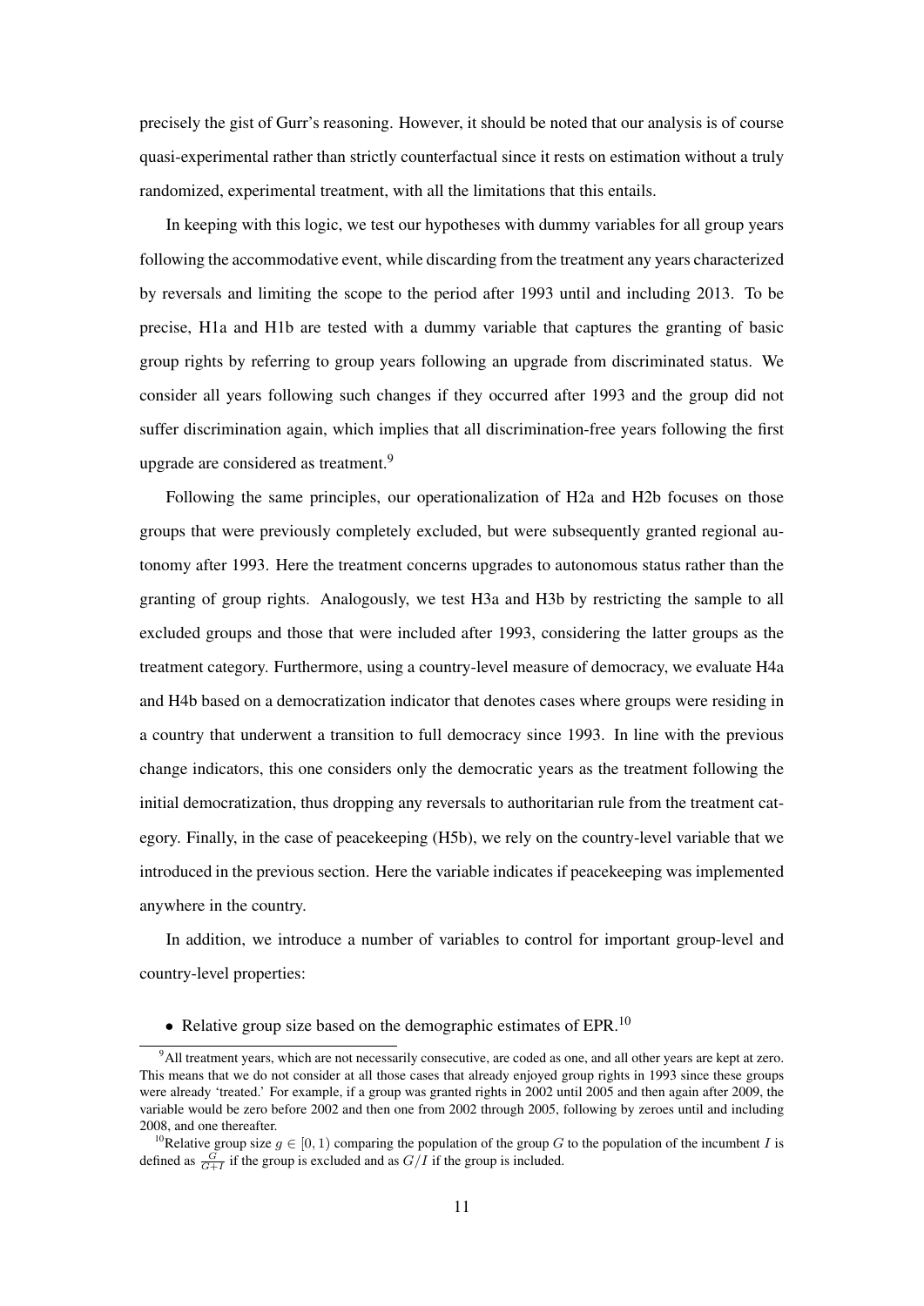precisely the gist of Gurr's reasoning. However, it should be noted that our analysis is of course quasi-experimental rather than strictly counterfactual since it rests on estimation without a truly randomized, experimental treatment, with all the limitations that this entails.

In keeping with this logic, we test our hypotheses with dummy variables for all group years following the accommodative event, while discarding from the treatment any years characterized by reversals and limiting the scope to the period after 1993 until and including 2013. To be precise, H1a and H1b are tested with a dummy variable that captures the granting of basic group rights by referring to group years following an upgrade from discriminated status. We consider all years following such changes if they occurred after 1993 and the group did not suffer discrimination again, which implies that all discrimination-free years following the first upgrade are considered as treatment.[9]

Following the same principles, our operationalization of H2a and H2b focuses on those groups that were previously completely excluded, but were subsequently granted regional autonomy after 1993. Here the treatment concerns upgrades to autonomous status rather than the granting of group rights. Analogously, we test H3a and H3b by restricting the sample to all excluded groups and those that were included after 1993, considering the latter groups as the treatment category. Furthermore, using a country-level measure of democracy, we evaluate H4a and H4b based on a democratization indicator that denotes cases where groups were residing in a country that underwent a transition to full democracy since 1993. In line with the previous change indicators, this one considers only the democratic years as the treatment following the initial democratization, thus dropping any reversals to authoritarian rule from the treatment category. Finally, in the case of peacekeeping (H5b), we rely on the country-level variable that we introduced in the previous section. Here the variable indicates if peacekeeping was implemented anywhere in the country.

In addition, we introduce a number of variables to control for important group-level and country-level properties:

- Relative group size based on the demographic estimates of EPR.[10]

[9] All treatment years, which are not necessarily consecutive, are coded as one, and all other years are kept at zero. This means that we do not consider at all those cases that already enjoyed group rights in 1993 since these groups were already 'treated.' For example, if a group was granted rights in 2002 until 2005 and then again after 2009, the variable would be zero before 2002 and then one from 2002 through 2005, following by zeroes until and including 2008, and one thereafter.

[10] Relative group size $g \in [0, 1)$ comparing the population of the group $G$ to the population of the incumbent $I$ is defined as $\frac{G}{G+I}$ if the group is excluded and as $G/I$ if the group is included.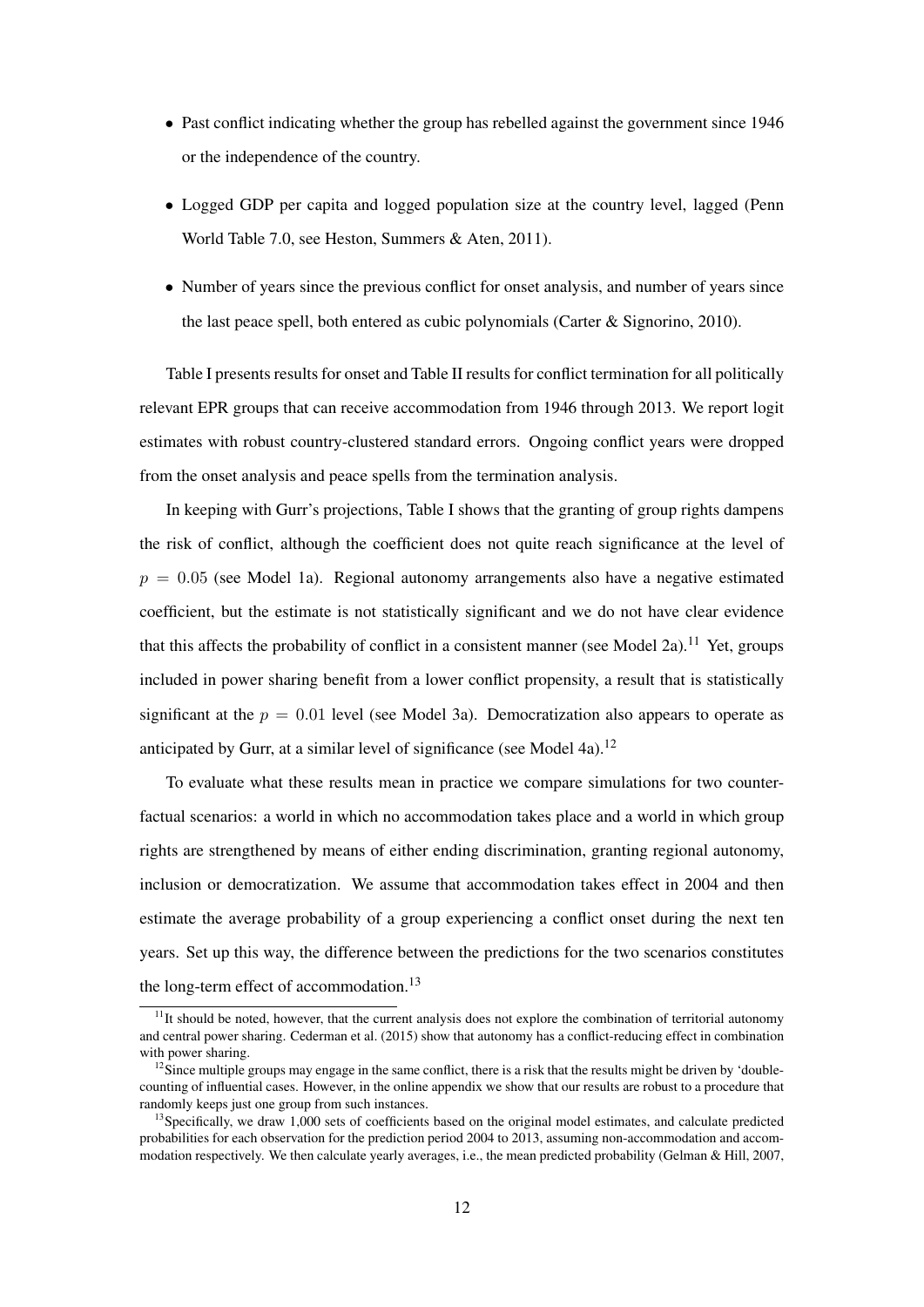- Past conflict indicating whether the group has rebelled against the government since 1946 or the independence of the country.
- Logged GDP per capita and logged population size at the country level, lagged (Penn World Table 7.0, see Heston, Summers & Aten, 2011).
- Number of years since the previous conflict for onset analysis, and number of years since the last peace spell, both entered as cubic polynomials (Carter & Signorino, 2010).

Table I presents results for onset and Table II results for conflict termination for all politically relevant EPR groups that can receive accommodation from 1946 through 2013. We report logit estimates with robust country-clustered standard errors. Ongoing conflict years were dropped from the onset analysis and peace spells from the termination analysis.

In keeping with Gurr's projections, Table I shows that the granting of group rights dampens the risk of conflict, although the coefficient does not quite reach significance at the level of $p = 0.05$ (see Model 1a). Regional autonomy arrangements also have a negative estimated coefficient, but the estimate is not statistically significant and we do not have clear evidence that this affects the probability of conflict in a consistent manner (see Model 2a).[11] Yet, groups included in power sharing benefit from a lower conflict propensity, a result that is statistically significant at the $p = 0.01$ level (see Model 3a). Democratization also appears to operate as anticipated by Gurr, at a similar level of significance (see Model 4a).[12]

To evaluate what these results mean in practice we compare simulations for two counterfactual scenarios: a world in which no accommodation takes place and a world in which group rights are strengthened by means of either ending discrimination, granting regional autonomy, inclusion or democratization. We assume that accommodation takes effect in 2004 and then estimate the average probability of a group experiencing a conflict onset during the next ten years. Set up this way, the difference between the predictions for the two scenarios constitutes the long-term effect of accommodation.[13]

[11] It should be noted, however, that the current analysis does not explore the combination of territorial autonomy and central power sharing. Cederman et al. (2015) show that autonomy has a conflict-reducing effect in combination with power sharing.

[12] Since multiple groups may engage in the same conflict, there is a risk that the results might be driven by 'double-counting of influential cases. However, in the online appendix we show that our results are robust to a procedure that randomly keeps just one group from such instances.

[13] Specifically, we draw 1,000 sets of coefficients based on the original model estimates, and calculate predicted probabilities for each observation for the prediction period 2004 to 2013, assuming non-accommodation and accommodation respectively. We then calculate yearly averages, i.e., the mean predicted probability (Gelman & Hill, 2007,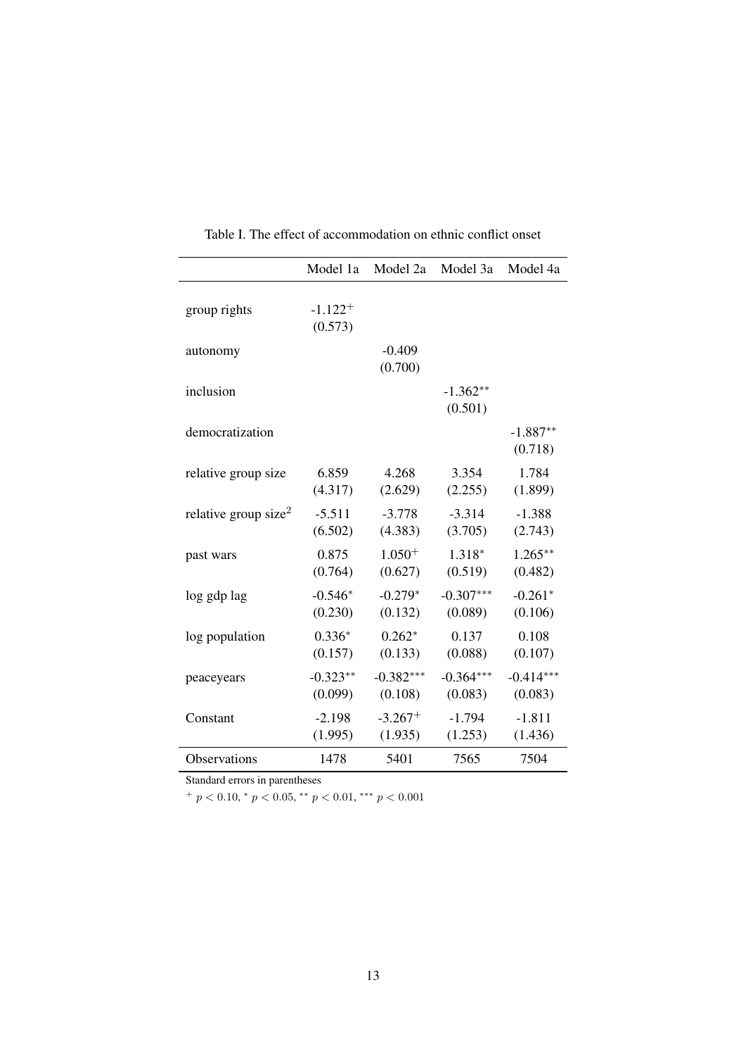Table I. The effect of accommodation on ethnic conflict onset

| | Model 1a | Model 2a | Model 3a | Model 4a |
|---|---|---|---|---|
| group rights | -1.122$^{+}$ (0.573) | | | |
| autonomy | | -0.409 (0.700) | | |
| inclusion | | | -1.362$^{**}$ (0.501) | |
| democratization | | | | -1.887$^{**}$ (0.718) |
| relative group size | 6.859 (4.317) | 4.268 (2.629) | 3.354 (2.255) | 1.784 (1.899) |
| relative group size$^2$ | -5.511 (6.502) | -3.778 (4.383) | -3.314 (3.705) | -1.388 (2.743) |
| past wars | 0.875 (0.764) | 1.050$^{+}$ (0.627) | 1.318$^{*}$ (0.519) | 1.265$^{**}$ (0.482) |
| log gdp lag | -0.546$^{*}$ (0.230) | -0.279$^{*}$ (0.132) | -0.307$^{***}$ (0.089) | -0.261$^{*}$ (0.106) |
| log population | 0.336$^{*}$ (0.157) | 0.262$^{*}$ (0.133) | 0.137 (0.088) | 0.108 (0.107) |
| peaceyears | -0.323$^{**}$ (0.099) | -0.382$^{***}$ (0.108) | -0.364$^{***}$ (0.083) | -0.414$^{***}$ (0.083) |
| Constant | -2.198 (1.995) | -3.267$^{+}$ (1.935) | -1.794 (1.253) | -1.811 (1.436) |
| Observations | 1478 | 5401 | 7565 | 7504 |

Standard errors in parentheses

$^{+}$ $p < 0.10$, $^{*}$ $p < 0.05$, $^{**}$ $p < 0.01$, $^{***}$ $p < 0.001$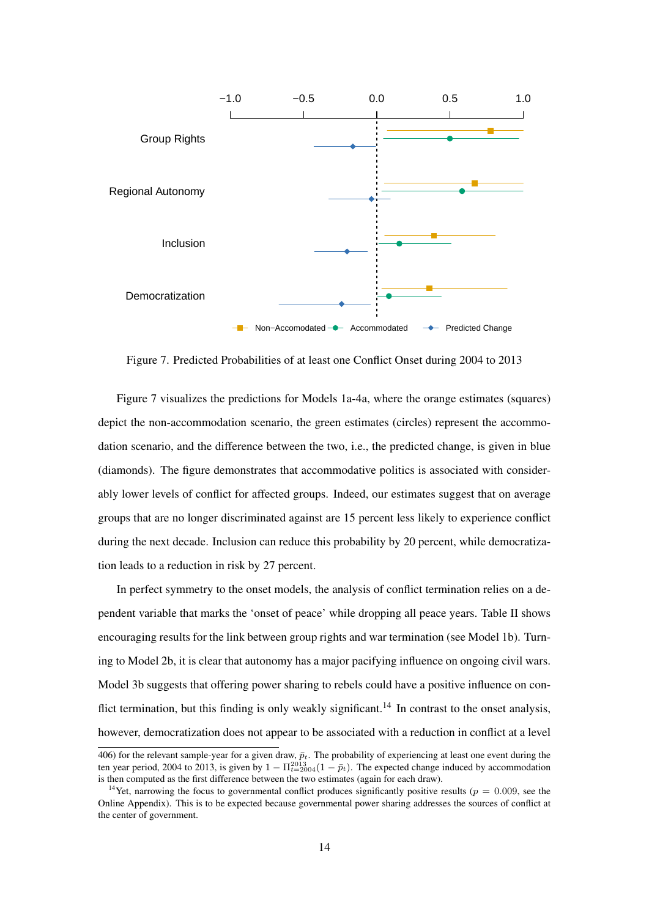Figure 7. Predicted Probabilities of at least one Conflict Onset during 2004 to 2013

Figure 7 visualizes the predictions for Models 1a-4a, where the orange estimates (squares) depict the non-accommodation scenario, the green estimates (circles) represent the accommodation scenario, and the difference between the two, i.e., the predicted change, is given in blue (diamonds). The figure demonstrates that accommodative politics is associated with considerably lower levels of conflict for affected groups. Indeed, our estimates suggest that on average groups that are no longer discriminated against are 15 percent less likely to experience conflict during the next decade. Inclusion can reduce this probability by 20 percent, while democratization leads to a reduction in risk by 27 percent.

In perfect symmetry to the onset models, the analysis of conflict termination relies on a dependent variable that marks the 'onset of peace' while dropping all peace years. Table II shows encouraging results for the link between group rights and war termination (see Model 1b). Turning to Model 2b, it is clear that autonomy has a major pacifying influence on ongoing civil wars. Model 3b suggests that offering power sharing to rebels could have a positive influence on conflict termination, but this finding is only weakly significant.[14] In contrast to the onset analysis, however, democratization does not appear to be associated with a reduction in conflict at a level

---

406) for the relevant sample-year for a given draw, $\bar{p}_t$. The probability of experiencing at least one event during the ten year period, 2004 to 2013, is given by $1 - \Pi_{t=2004}^{2013}(1 - \bar{p}_t)$. The expected change induced by accommodation is then computed as the first difference between the two estimates (again for each draw).

[14] Yet, narrowing the focus to governmental conflict produces significantly positive results ($p = 0.009$, see the Online Appendix). This is to be expected because governmental power sharing addresses the sources of conflict at the center of government.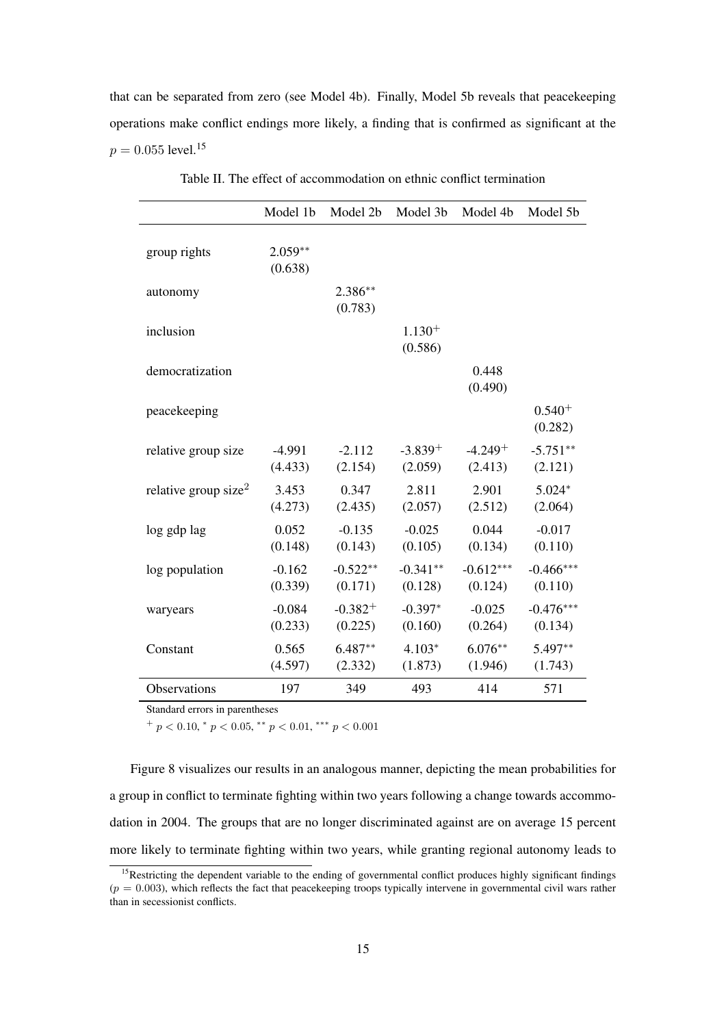that can be separated from zero (see Model 4b). Finally, Model 5b reveals that peacekeeping operations make conflict endings more likely, a finding that is confirmed as significant at the $p = 0.055$ level.[15]

Table II. The effect of accommodation on ethnic conflict termination

| | Model 1b | Model 2b | Model 3b | Model 4b | Model 5b |
|---|---|---|---|---|---|
| group rights | $2.059^{**}$ | | | | |
| | (0.638) | | | | |
| autonomy | | $2.386^{**}$ | | | |
| | | (0.783) | | | |
| inclusion | | | $1.130^{+}$ | | |
| | | | (0.586) | | |
| democratization | | | | 0.448 | |
| | | | | (0.490) | |
| peacekeeping | | | | | $0.540^{+}$ |
| | | | | | (0.282) |
| relative group size | -4.991 | -2.112 | $-3.839^{+}$ | $-4.249^{+}$ | $-5.751^{**}$ |
| | (4.433) | (2.154) | (2.059) | (2.413) | (2.121) |
| relative group size$^2$ | 3.453 | 0.347 | 2.811 | 2.901 | $5.024^{*}$ |
| | (4.273) | (2.435) | (2.057) | (2.512) | (2.064) |
| log gdp lag | 0.052 | -0.135 | -0.025 | 0.044 | -0.017 |
| | (0.148) | (0.143) | (0.105) | (0.134) | (0.110) |
| log population | -0.162 | $-0.522^{**}$ | $-0.341^{**}$ | $-0.612^{***}$ | $-0.466^{***}$ |
| | (0.339) | (0.171) | (0.128) | (0.124) | (0.110) |
| waryears | -0.084 | $-0.382^{+}$ | $-0.397^{*}$ | -0.025 | $-0.476^{***}$ |
| | (0.233) | (0.225) | (0.160) | (0.264) | (0.134) |
| Constant | 0.565 | $6.487^{**}$ | $4.103^{*}$ | $6.076^{**}$ | $5.497^{**}$ |
| | (4.597) | (2.332) | (1.873) | (1.946) | (1.743) |
| Observations | 197 | 349 | 493 | 414 | 571 |

Standard errors in parentheses

$^{+}$ $p < 0.10$, $^{*}$ $p < 0.05$, $^{**}$ $p < 0.01$, $^{***}$ $p < 0.001$

Figure 8 visualizes our results in an analogous manner, depicting the mean probabilities for a group in conflict to terminate fighting within two years following a change towards accommodation in 2004. The groups that are no longer discriminated against are on average 15 percent more likely to terminate fighting within two years, while granting regional autonomy leads to

[15] Restricting the dependent variable to the ending of governmental conflict produces highly significant findings ($p = 0.003$), which reflects the fact that peacekeeping troops typically intervene in governmental civil wars rather than in secessionist conflicts.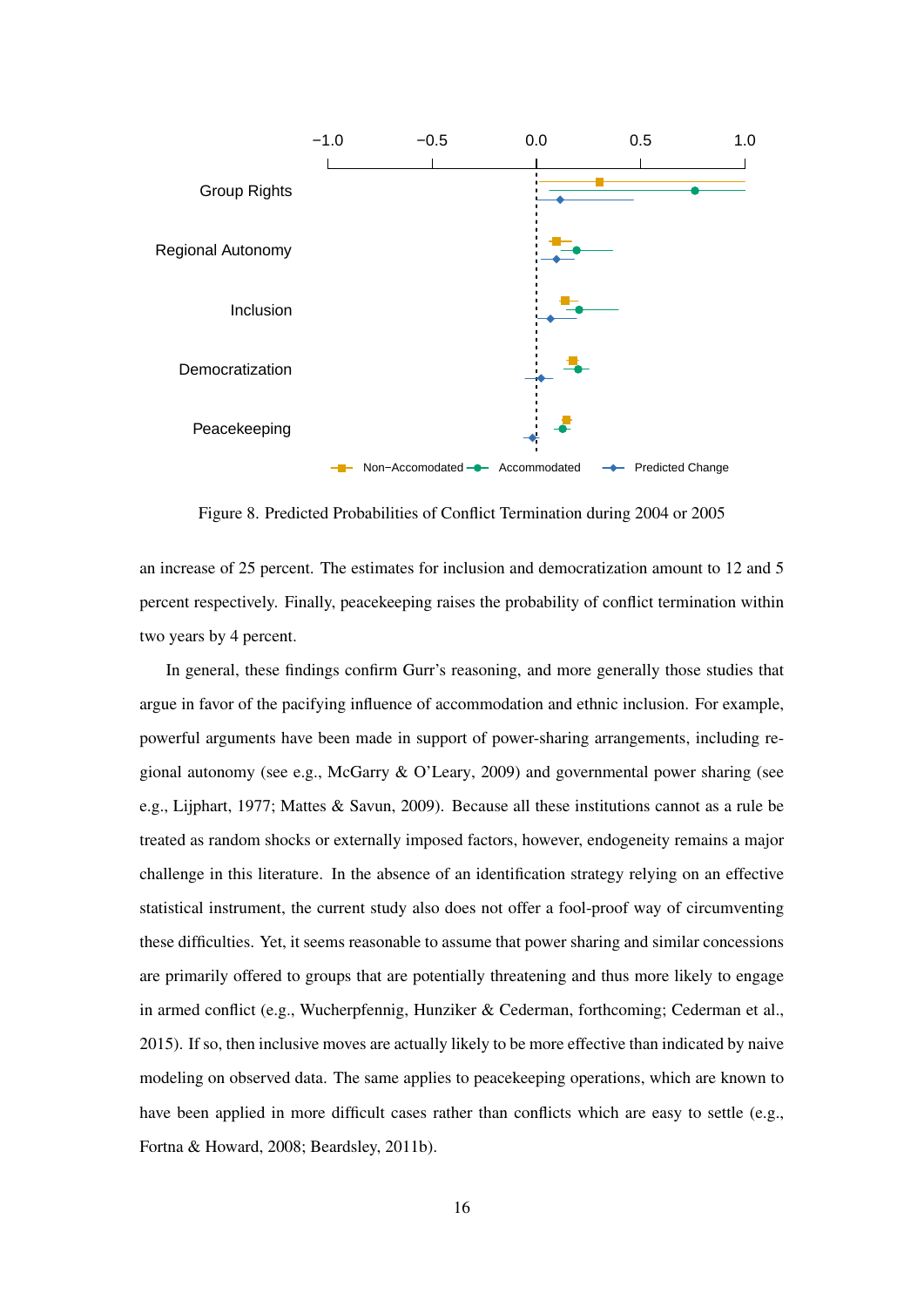−1.0 −0.5 0.0 0.5 1.0

Group Rights

Regional Autonomy

Inclusion

Democratization

Peacekeeping

Non−Accomodated Accommodated Predicted Change

Figure 8. Predicted Probabilities of Conflict Termination during 2004 or 2005

an increase of 25 percent. The estimates for inclusion and democratization amount to 12 and 5 percent respectively. Finally, peacekeeping raises the probability of conflict termination within two years by 4 percent.

In general, these findings confirm Gurr's reasoning, and more generally those studies that argue in favor of the pacifying influence of accommodation and ethnic inclusion. For example, powerful arguments have been made in support of power-sharing arrangements, including regional autonomy (see e.g., McGarry & O'Leary, 2009) and governmental power sharing (see e.g., Lijphart, 1977; Mattes & Savun, 2009). Because all these institutions cannot as a rule be treated as random shocks or externally imposed factors, however, endogeneity remains a major challenge in this literature. In the absence of an identification strategy relying on an effective statistical instrument, the current study also does not offer a fool-proof way of circumventing these difficulties. Yet, it seems reasonable to assume that power sharing and similar concessions are primarily offered to groups that are potentially threatening and thus more likely to engage in armed conflict (e.g., Wucherpfennig, Hunziker & Cederman, forthcoming; Cederman et al., 2015). If so, then inclusive moves are actually likely to be more effective than indicated by naive modeling on observed data. The same applies to peacekeeping operations, which are known to have been applied in more difficult cases rather than conflicts which are easy to settle (e.g., Fortna & Howard, 2008; Beardsley, 2011b).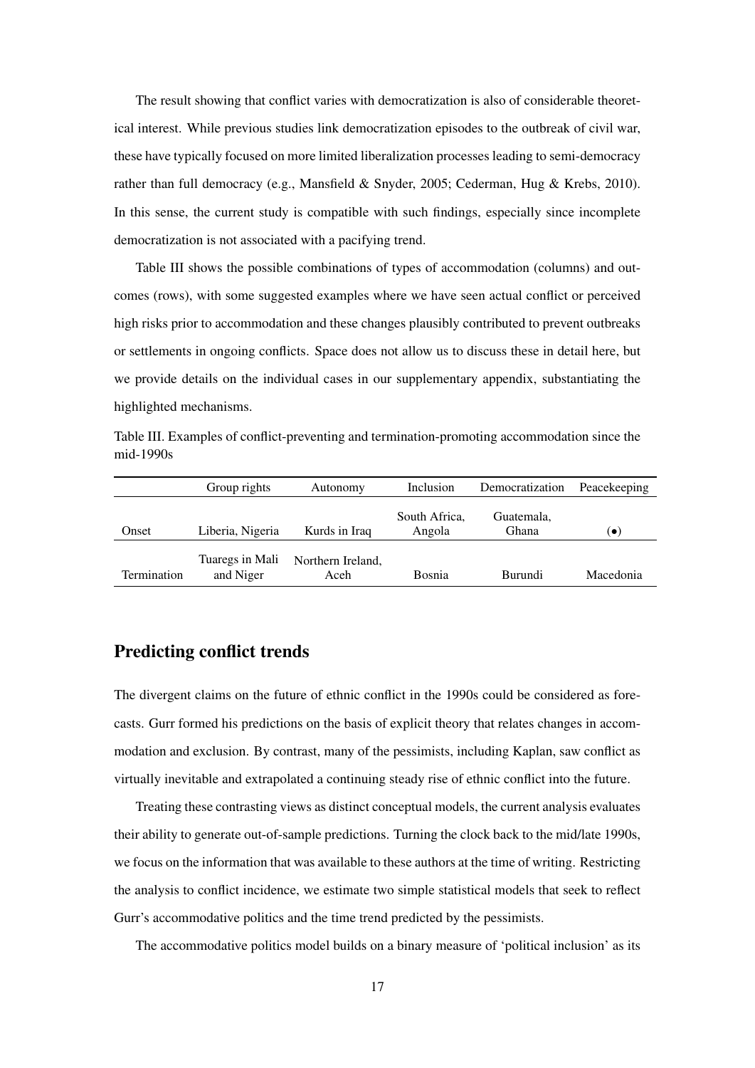The result showing that conflict varies with democratization is also of considerable theoretical interest. While previous studies link democratization episodes to the outbreak of civil war, these have typically focused on more limited liberalization processes leading to semi-democracy rather than full democracy (e.g., Mansfield & Snyder, 2005; Cederman, Hug & Krebs, 2010). In this sense, the current study is compatible with such findings, especially since incomplete democratization is not associated with a pacifying trend.

Table III shows the possible combinations of types of accommodation (columns) and outcomes (rows), with some suggested examples where we have seen actual conflict or perceived high risks prior to accommodation and these changes plausibly contributed to prevent outbreaks or settlements in ongoing conflicts. Space does not allow us to discuss these in detail here, but we provide details on the individual cases in our supplementary appendix, substantiating the highlighted mechanisms.

Table III. Examples of conflict-preventing and termination-promoting accommodation since the mid-1990s

| | Group rights | Autonomy | Inclusion | Democratization | Peacekeeping |
|---|---|---|---|---|---|
| Onset | Liberia, Nigeria | Kurds in Iraq | South Africa, Angola | Guatemala, Ghana | (•) |
| Termination | Tuaregs in Mali and Niger | Northern Ireland, Aceh | Bosnia | Burundi | Macedonia |

## Predicting conflict trends

The divergent claims on the future of ethnic conflict in the 1990s could be considered as forecasts. Gurr formed his predictions on the basis of explicit theory that relates changes in accommodation and exclusion. By contrast, many of the pessimists, including Kaplan, saw conflict as virtually inevitable and extrapolated a continuing steady rise of ethnic conflict into the future.

Treating these contrasting views as distinct conceptual models, the current analysis evaluates their ability to generate out-of-sample predictions. Turning the clock back to the mid/late 1990s, we focus on the information that was available to these authors at the time of writing. Restricting the analysis to conflict incidence, we estimate two simple statistical models that seek to reflect Gurr's accommodative politics and the time trend predicted by the pessimists.

The accommodative politics model builds on a binary measure of 'political inclusion' as its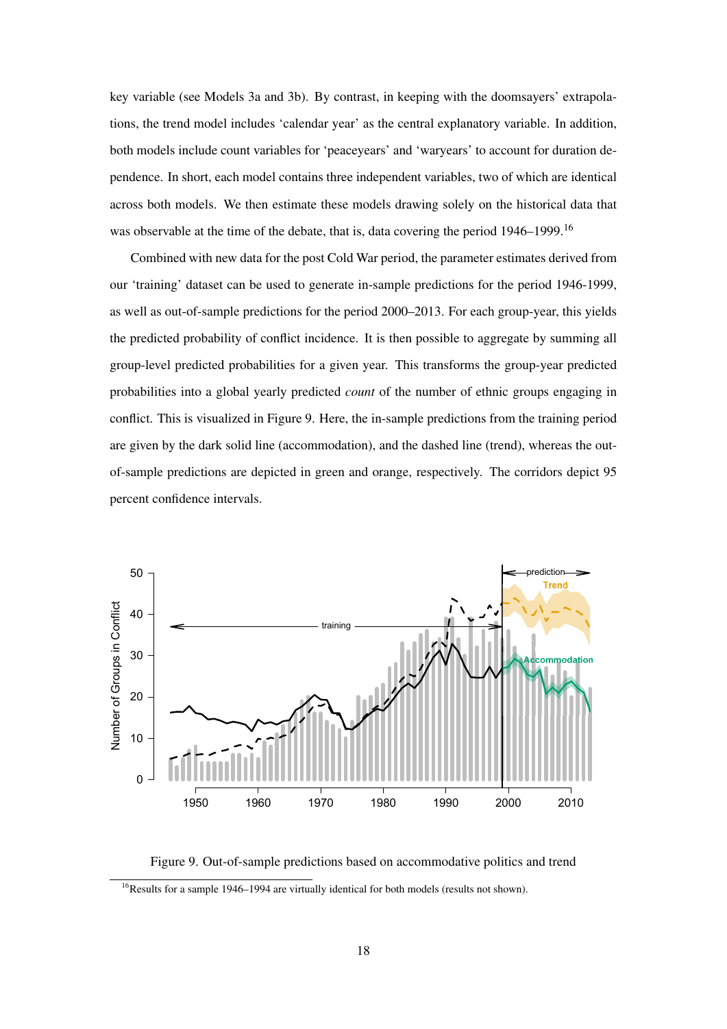key variable (see Models 3a and 3b). By contrast, in keeping with the doomsayers' extrapolations, the trend model includes 'calendar year' as the central explanatory variable. In addition, both models include count variables for 'peaceyears' and 'waryears' to account for duration dependence. In short, each model contains three independent variables, two of which are identical across both models. We then estimate these models drawing solely on the historical data that was observable at the time of the debate, that is, data covering the period 1946–1999.[16]

Combined with new data for the post Cold War period, the parameter estimates derived from our 'training' dataset can be used to generate in-sample predictions for the period 1946-1999, as well as out-of-sample predictions for the period 2000–2013. For each group-year, this yields the predicted probability of conflict incidence. It is then possible to aggregate by summing all group-level predicted probabilities for a given year. This transforms the group-year predicted probabilities into a global yearly predicted *count* of the number of ethnic groups engaging in conflict. This is visualized in Figure 9. Here, the in-sample predictions from the training period are given by the dark solid line (accommodation), and the dashed line (trend), whereas the out-of-sample predictions are depicted in green and orange, respectively. The corridors depict 95 percent confidence intervals.

Number of Groups in Conflict
0
10
20
30
40
50
1950
1960
1970
1980
1990
2000
2010
training
prediction
Trend
Accommodation

Figure 9. Out-of-sample predictions based on accommodative politics and trend

[16] Results for a sample 1946–1994 are virtually identical for both models (results not shown).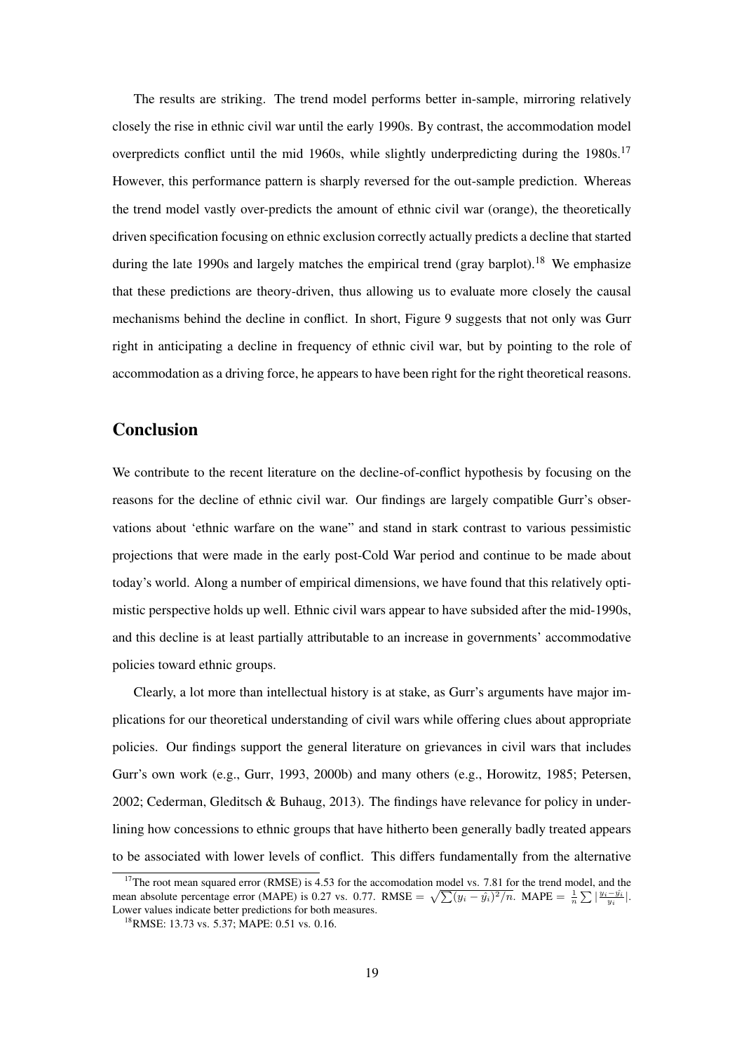The results are striking. The trend model performs better in-sample, mirroring relatively closely the rise in ethnic civil war until the early 1990s. By contrast, the accommodation model overpredicts conflict until the mid 1960s, while slightly underpredicting during the 1980s.[17] However, this performance pattern is sharply reversed for the out-sample prediction. Whereas the trend model vastly over-predicts the amount of ethnic civil war (orange), the theoretically driven specification focusing on ethnic exclusion correctly actually predicts a decline that started during the late 1990s and largely matches the empirical trend (gray barplot).[18] We emphasize that these predictions are theory-driven, thus allowing us to evaluate more closely the causal mechanisms behind the decline in conflict. In short, Figure 9 suggests that not only was Gurr right in anticipating a decline in frequency of ethnic civil war, but by pointing to the role of accommodation as a driving force, he appears to have been right for the right theoretical reasons.

## Conclusion

We contribute to the recent literature on the decline-of-conflict hypothesis by focusing on the reasons for the decline of ethnic civil war. Our findings are largely compatible Gurr's observations about 'ethnic warfare on the wane" and stand in stark contrast to various pessimistic projections that were made in the early post-Cold War period and continue to be made about today's world. Along a number of empirical dimensions, we have found that this relatively optimistic perspective holds up well. Ethnic civil wars appear to have subsided after the mid-1990s, and this decline is at least partially attributable to an increase in governments' accommodative policies toward ethnic groups.

Clearly, a lot more than intellectual history is at stake, as Gurr's arguments have major implications for our theoretical understanding of civil wars while offering clues about appropriate policies. Our findings support the general literature on grievances in civil wars that includes Gurr's own work (e.g., Gurr, 1993, 2000b) and many others (e.g., Horowitz, 1985; Petersen, 2002; Cederman, Gleditsch & Buhaug, 2013). The findings have relevance for policy in underlining how concessions to ethnic groups that have hitherto been generally badly treated appears to be associated with lower levels of conflict. This differs fundamentally from the alternative

[17] The root mean squared error (RMSE) is 4.53 for the accomodation model vs. 7.81 for the trend model, and the mean absolute percentage error (MAPE) is 0.27 vs. 0.77. RMSE $= \sqrt{\sum(y_i - \hat{y_i})^2/n}$. MAPE $= \frac{1}{n}\sum|\frac{y_i - \hat{y_i}}{y_i}|$. Lower values indicate better predictions for both measures.

[18] RMSE: 13.73 vs. 5.37; MAPE: 0.51 vs. 0.16.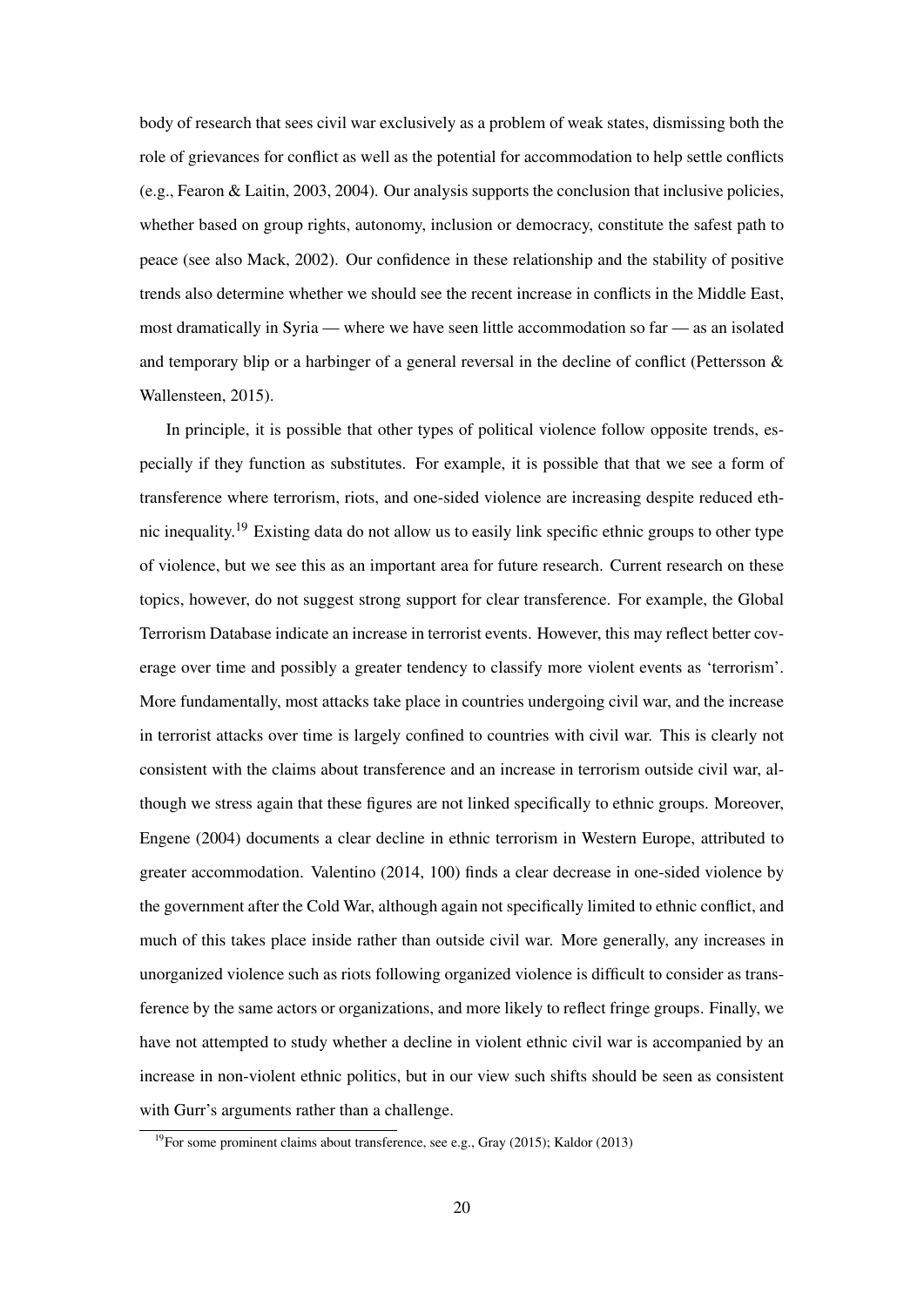body of research that sees civil war exclusively as a problem of weak states, dismissing both the role of grievances for conflict as well as the potential for accommodation to help settle conflicts (e.g., Fearon & Laitin, 2003, 2004). Our analysis supports the conclusion that inclusive policies, whether based on group rights, autonomy, inclusion or democracy, constitute the safest path to peace (see also Mack, 2002). Our confidence in these relationship and the stability of positive trends also determine whether we should see the recent increase in conflicts in the Middle East, most dramatically in Syria — where we have seen little accommodation so far — as an isolated and temporary blip or a harbinger of a general reversal in the decline of conflict (Pettersson & Wallensteen, 2015).

In principle, it is possible that other types of political violence follow opposite trends, especially if they function as substitutes. For example, it is possible that that we see a form of transference where terrorism, riots, and one-sided violence are increasing despite reduced ethnic inequality.[19] Existing data do not allow us to easily link specific ethnic groups to other type of violence, but we see this as an important area for future research. Current research on these topics, however, do not suggest strong support for clear transference. For example, the Global Terrorism Database indicate an increase in terrorist events. However, this may reflect better coverage over time and possibly a greater tendency to classify more violent events as 'terrorism'. More fundamentally, most attacks take place in countries undergoing civil war, and the increase in terrorist attacks over time is largely confined to countries with civil war. This is clearly not consistent with the claims about transference and an increase in terrorism outside civil war, although we stress again that these figures are not linked specifically to ethnic groups. Moreover, Engene (2004) documents a clear decline in ethnic terrorism in Western Europe, attributed to greater accommodation. Valentino (2014, 100) finds a clear decrease in one-sided violence by the government after the Cold War, although again not specifically limited to ethnic conflict, and much of this takes place inside rather than outside civil war. More generally, any increases in unorganized violence such as riots following organized violence is difficult to consider as transference by the same actors or organizations, and more likely to reflect fringe groups. Finally, we have not attempted to study whether a decline in violent ethnic civil war is accompanied by an increase in non-violent ethnic politics, but in our view such shifts should be seen as consistent with Gurr's arguments rather than a challenge.

[19]For some prominent claims about transference, see e.g., Gray (2015); Kaldor (2013)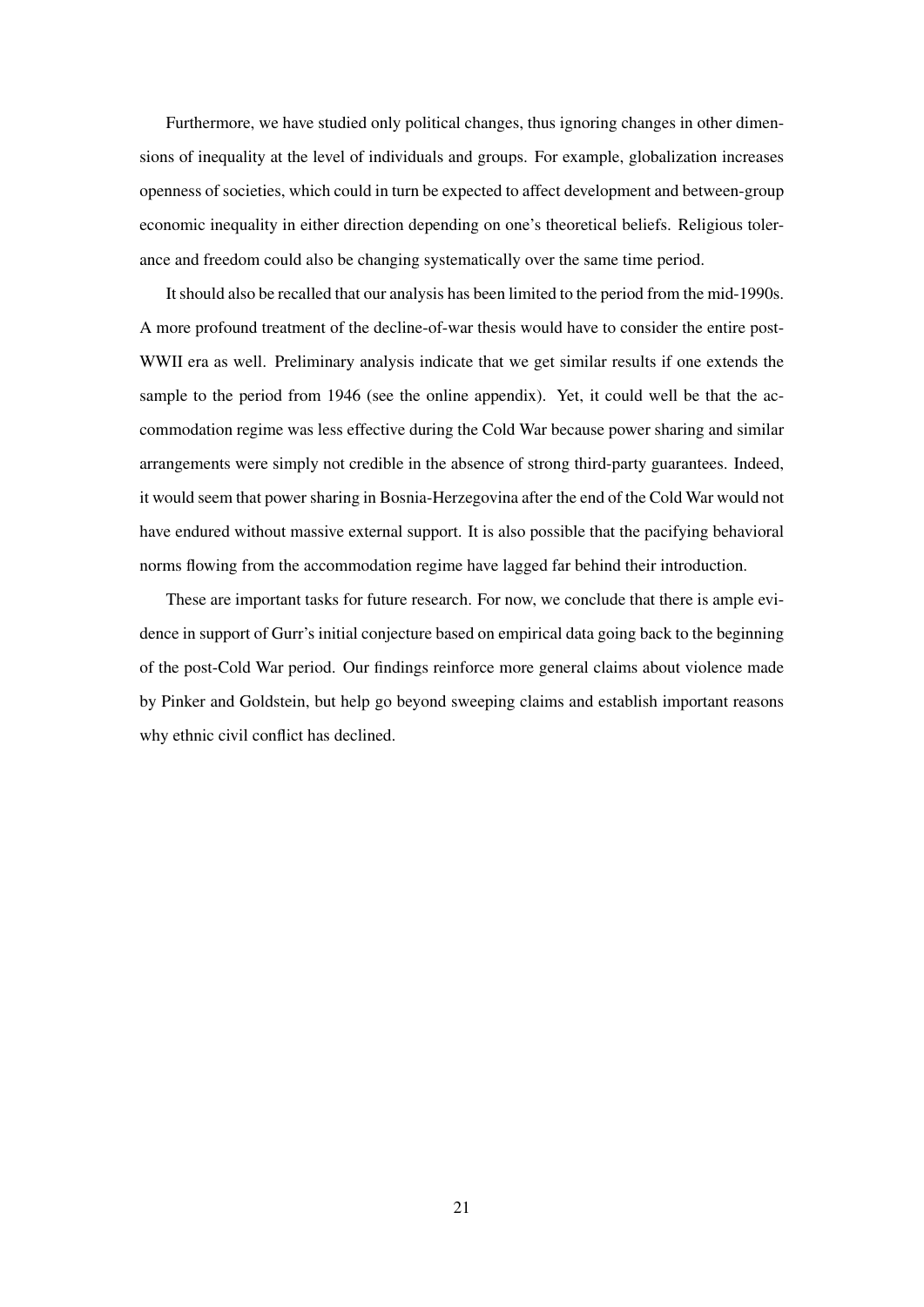Furthermore, we have studied only political changes, thus ignoring changes in other dimensions of inequality at the level of individuals and groups. For example, globalization increases openness of societies, which could in turn be expected to affect development and between-group economic inequality in either direction depending on one's theoretical beliefs. Religious tolerance and freedom could also be changing systematically over the same time period.

It should also be recalled that our analysis has been limited to the period from the mid-1990s. A more profound treatment of the decline-of-war thesis would have to consider the entire post-WWII era as well. Preliminary analysis indicate that we get similar results if one extends the sample to the period from 1946 (see the online appendix). Yet, it could well be that the accommodation regime was less effective during the Cold War because power sharing and similar arrangements were simply not credible in the absence of strong third-party guarantees. Indeed, it would seem that power sharing in Bosnia-Herzegovina after the end of the Cold War would not have endured without massive external support. It is also possible that the pacifying behavioral norms flowing from the accommodation regime have lagged far behind their introduction.

These are important tasks for future research. For now, we conclude that there is ample evidence in support of Gurr's initial conjecture based on empirical data going back to the beginning of the post-Cold War period. Our findings reinforce more general claims about violence made by Pinker and Goldstein, but help go beyond sweeping claims and establish important reasons why ethnic civil conflict has declined.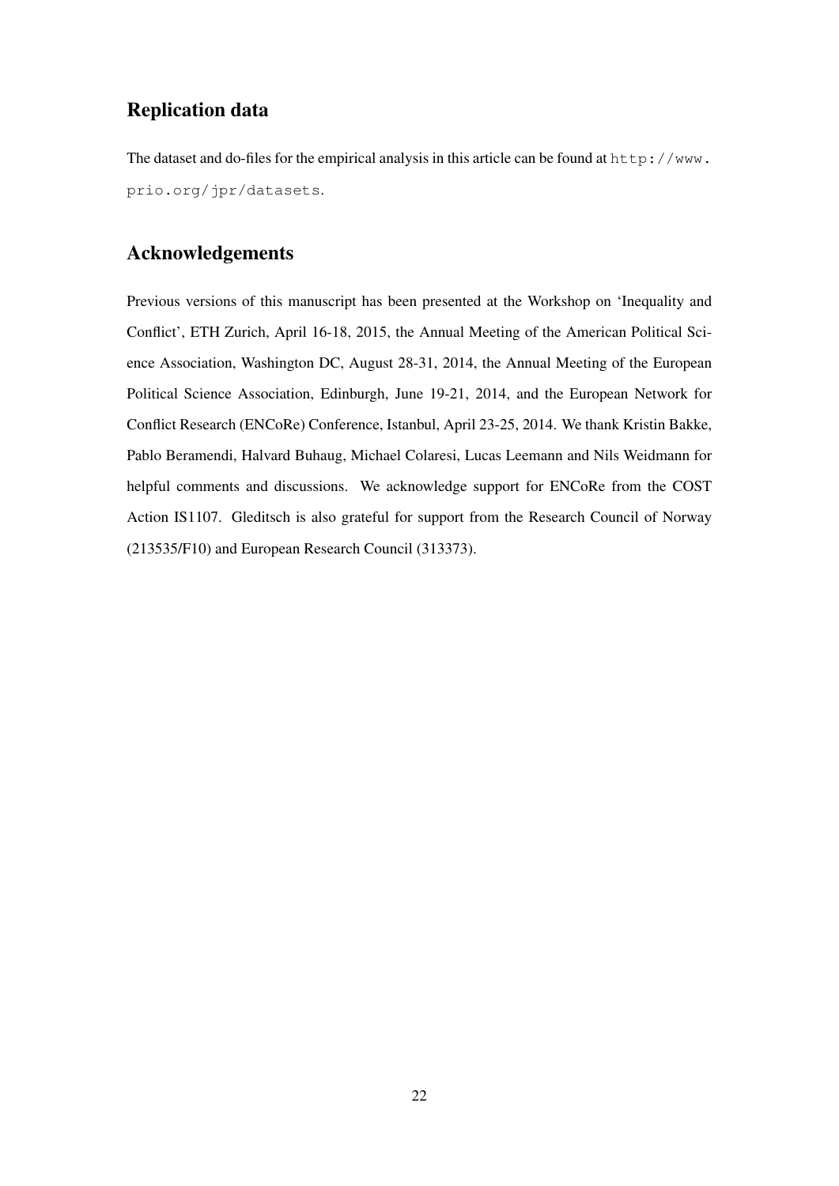## Replication data

The dataset and do-files for the empirical analysis in this article can be found at `http://www.prio.org/jpr/datasets`.

## Acknowledgements

Previous versions of this manuscript has been presented at the Workshop on 'Inequality and Conflict', ETH Zurich, April 16-18, 2015, the Annual Meeting of the American Political Science Association, Washington DC, August 28-31, 2014, the Annual Meeting of the European Political Science Association, Edinburgh, June 19-21, 2014, and the European Network for Conflict Research (ENCoRe) Conference, Istanbul, April 23-25, 2014. We thank Kristin Bakke, Pablo Beramendi, Halvard Buhaug, Michael Colaresi, Lucas Leemann and Nils Weidmann for helpful comments and discussions. We acknowledge support for ENCoRe from the COST Action IS1107. Gleditsch is also grateful for support from the Research Council of Norway (213535/F10) and European Research Council (313373).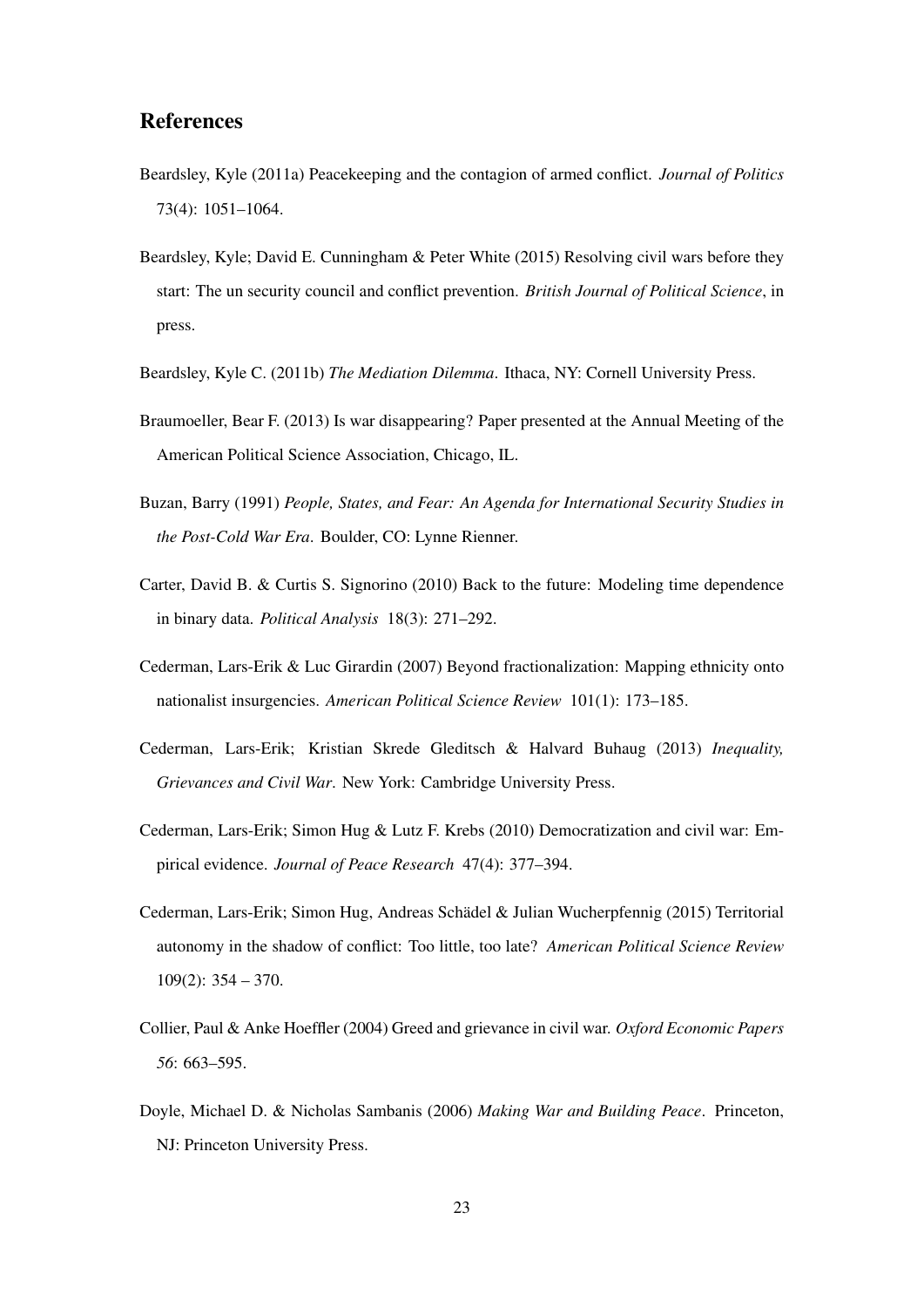## References

Beardsley, Kyle (2011a) Peacekeeping and the contagion of armed conflict. *Journal of Politics* 73(4): 1051–1064.

Beardsley, Kyle; David E. Cunningham & Peter White (2015) Resolving civil wars before they start: The un security council and conflict prevention. *British Journal of Political Science*, in press.

Beardsley, Kyle C. (2011b) *The Mediation Dilemma*. Ithaca, NY: Cornell University Press.

Braumoeller, Bear F. (2013) Is war disappearing? Paper presented at the Annual Meeting of the American Political Science Association, Chicago, IL.

Buzan, Barry (1991) *People, States, and Fear: An Agenda for International Security Studies in the Post-Cold War Era*. Boulder, CO: Lynne Rienner.

Carter, David B. & Curtis S. Signorino (2010) Back to the future: Modeling time dependence in binary data. *Political Analysis* 18(3): 271–292.

Cederman, Lars-Erik & Luc Girardin (2007) Beyond fractionalization: Mapping ethnicity onto nationalist insurgencies. *American Political Science Review* 101(1): 173–185.

Cederman, Lars-Erik; Kristian Skrede Gleditsch & Halvard Buhaug (2013) *Inequality, Grievances and Civil War*. New York: Cambridge University Press.

Cederman, Lars-Erik; Simon Hug & Lutz F. Krebs (2010) Democratization and civil war: Empirical evidence. *Journal of Peace Research* 47(4): 377–394.

Cederman, Lars-Erik; Simon Hug, Andreas Schädel & Julian Wucherpfennig (2015) Territorial autonomy in the shadow of conflict: Too little, too late? *American Political Science Review* 109(2): 354 – 370.

Collier, Paul & Anke Hoeffler (2004) Greed and grievance in civil war. *Oxford Economic Papers 56*: 663–595.

Doyle, Michael D. & Nicholas Sambanis (2006) *Making War and Building Peace*. Princeton, NJ: Princeton University Press.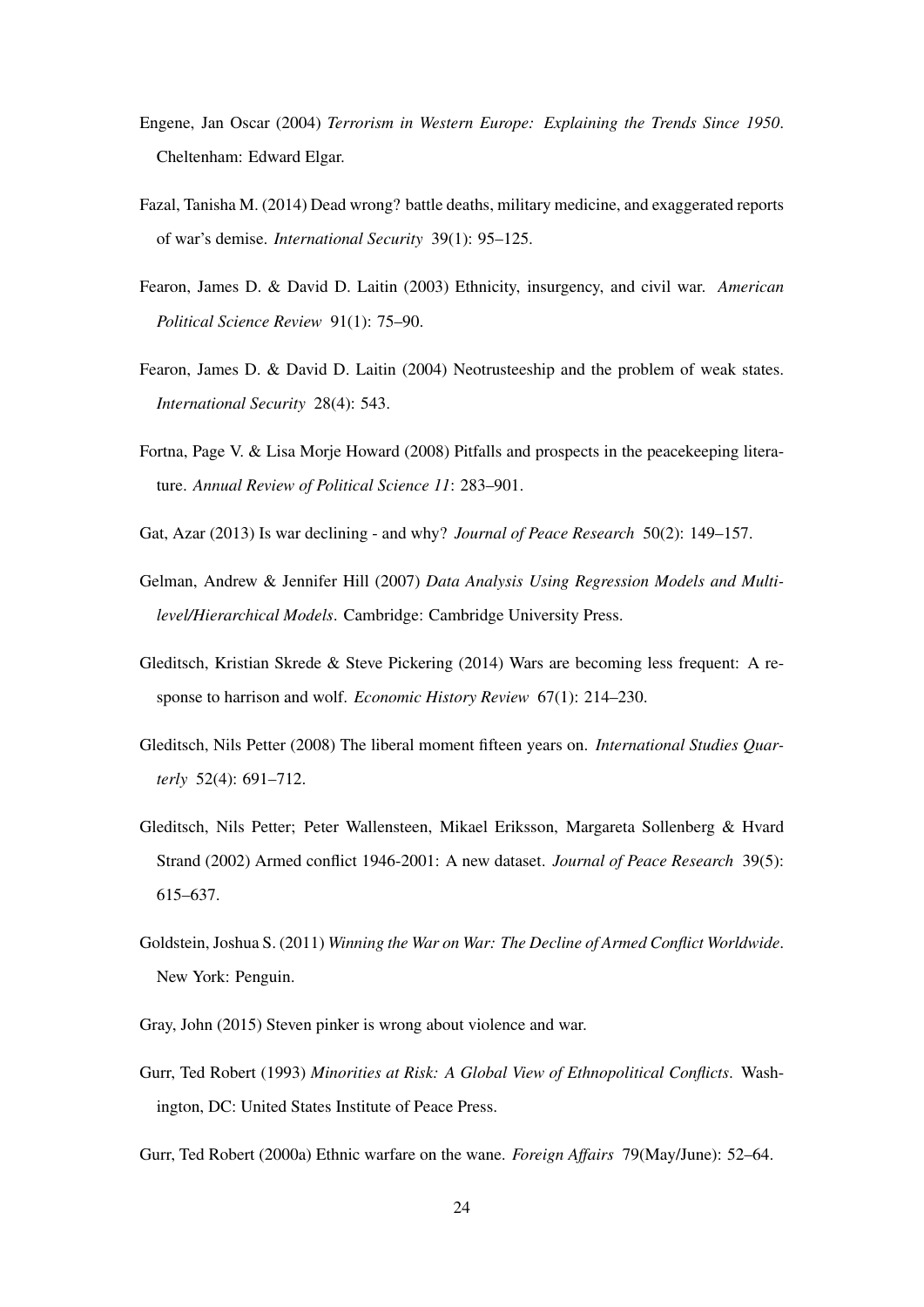Engene, Jan Oscar (2004) *Terrorism in Western Europe: Explaining the Trends Since 1950*. Cheltenham: Edward Elgar.

Fazal, Tanisha M. (2014) Dead wrong? battle deaths, military medicine, and exaggerated reports of war's demise. *International Security* 39(1): 95–125.

Fearon, James D. & David D. Laitin (2003) Ethnicity, insurgency, and civil war. *American Political Science Review* 91(1): 75–90.

Fearon, James D. & David D. Laitin (2004) Neotrusteeship and the problem of weak states. *International Security* 28(4): 543.

Fortna, Page V. & Lisa Morje Howard (2008) Pitfalls and prospects in the peacekeeping literature. *Annual Review of Political Science 11*: 283–901.

Gat, Azar (2013) Is war declining - and why? *Journal of Peace Research* 50(2): 149–157.

Gelman, Andrew & Jennifer Hill (2007) *Data Analysis Using Regression Models and Multilevel/Hierarchical Models*. Cambridge: Cambridge University Press.

Gleditsch, Kristian Skrede & Steve Pickering (2014) Wars are becoming less frequent: A response to harrison and wolf. *Economic History Review* 67(1): 214–230.

Gleditsch, Nils Petter (2008) The liberal moment fifteen years on. *International Studies Quarterly* 52(4): 691–712.

Gleditsch, Nils Petter; Peter Wallensteen, Mikael Eriksson, Margareta Sollenberg & Hvard Strand (2002) Armed conflict 1946-2001: A new dataset. *Journal of Peace Research* 39(5): 615–637.

Goldstein, Joshua S. (2011) *Winning the War on War: The Decline of Armed Conflict Worldwide*. New York: Penguin.

Gray, John (2015) Steven pinker is wrong about violence and war.

Gurr, Ted Robert (1993) *Minorities at Risk: A Global View of Ethnopolitical Conflicts*. Washington, DC: United States Institute of Peace Press.

Gurr, Ted Robert (2000a) Ethnic warfare on the wane. *Foreign Affairs* 79(May/June): 52–64.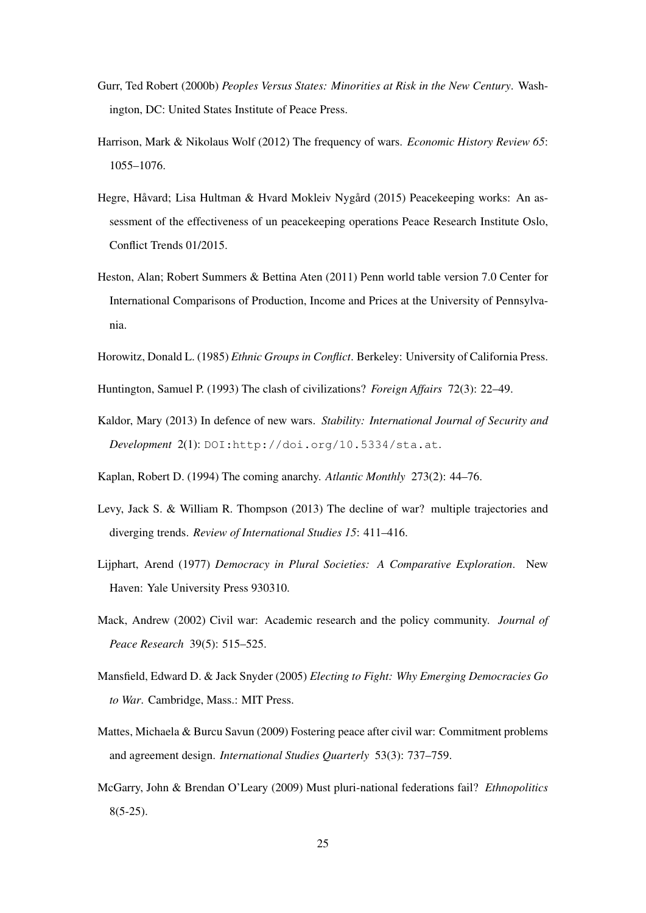Gurr, Ted Robert (2000b) *Peoples Versus States: Minorities at Risk in the New Century*. Washington, DC: United States Institute of Peace Press.

Harrison, Mark & Nikolaus Wolf (2012) The frequency of wars. *Economic History Review 65*: 1055–1076.

Hegre, Håvard; Lisa Hultman & Hvard Mokleiv Nygård (2015) Peacekeeping works: An assessment of the effectiveness of un peacekeeping operations Peace Research Institute Oslo, Conflict Trends 01/2015.

Heston, Alan; Robert Summers & Bettina Aten (2011) Penn world table version 7.0 Center for International Comparisons of Production, Income and Prices at the University of Pennsylvania.

Horowitz, Donald L. (1985) *Ethnic Groups in Conflict*. Berkeley: University of California Press.

Huntington, Samuel P. (1993) The clash of civilizations? *Foreign Affairs* 72(3): 22–49.

Kaldor, Mary (2013) In defence of new wars. *Stability: International Journal of Security and Development* 2(1): DOI:http://doi.org/10.5334/sta.at.

Kaplan, Robert D. (1994) The coming anarchy. *Atlantic Monthly* 273(2): 44–76.

Levy, Jack S. & William R. Thompson (2013) The decline of war? multiple trajectories and diverging trends. *Review of International Studies 15*: 411–416.

Lijphart, Arend (1977) *Democracy in Plural Societies: A Comparative Exploration*. New Haven: Yale University Press 930310.

Mack, Andrew (2002) Civil war: Academic research and the policy community. *Journal of Peace Research* 39(5): 515–525.

Mansfield, Edward D. & Jack Snyder (2005) *Electing to Fight: Why Emerging Democracies Go to War*. Cambridge, Mass.: MIT Press.

Mattes, Michaela & Burcu Savun (2009) Fostering peace after civil war: Commitment problems and agreement design. *International Studies Quarterly* 53(3): 737–759.

McGarry, John & Brendan O'Leary (2009) Must pluri-national federations fail? *Ethnopolitics* 8(5-25).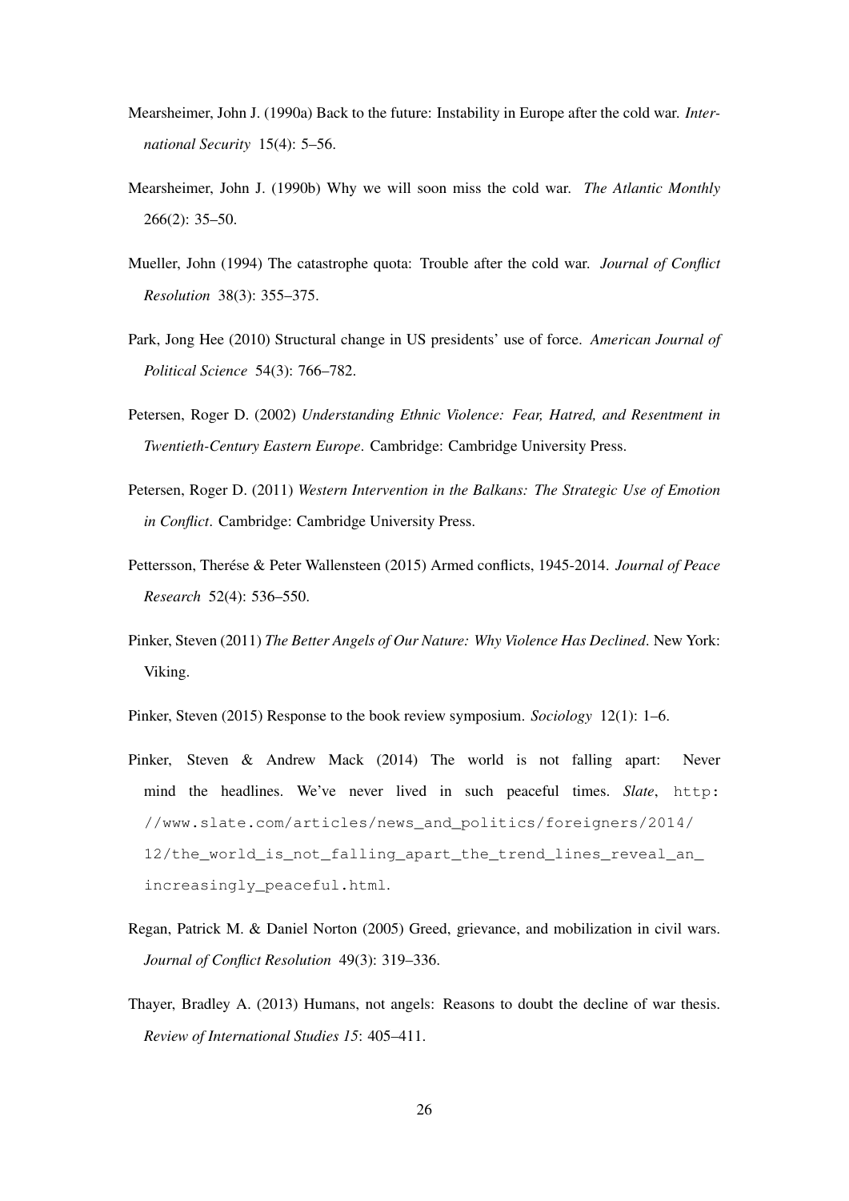Mearsheimer, John J. (1990a) Back to the future: Instability in Europe after the cold war. *International Security* 15(4): 5–56.

Mearsheimer, John J. (1990b) Why we will soon miss the cold war. *The Atlantic Monthly* 266(2): 35–50.

Mueller, John (1994) The catastrophe quota: Trouble after the cold war. *Journal of Conflict Resolution* 38(3): 355–375.

Park, Jong Hee (2010) Structural change in US presidents' use of force. *American Journal of Political Science* 54(3): 766–782.

Petersen, Roger D. (2002) *Understanding Ethnic Violence: Fear, Hatred, and Resentment in Twentieth-Century Eastern Europe*. Cambridge: Cambridge University Press.

Petersen, Roger D. (2011) *Western Intervention in the Balkans: The Strategic Use of Emotion in Conflict*. Cambridge: Cambridge University Press.

Pettersson, Therése & Peter Wallensteen (2015) Armed conflicts, 1945-2014. *Journal of Peace Research* 52(4): 536–550.

Pinker, Steven (2011) *The Better Angels of Our Nature: Why Violence Has Declined*. New York: Viking.

Pinker, Steven (2015) Response to the book review symposium. *Sociology* 12(1): 1–6.

Pinker, Steven & Andrew Mack (2014) The world is not falling apart: Never mind the headlines. We've never lived in such peaceful times. *Slate*, `http://www.slate.com/articles/news_and_politics/foreigners/2014/12/the_world_is_not_falling_apart_the_trend_lines_reveal_an_increasingly_peaceful.html`.

Regan, Patrick M. & Daniel Norton (2005) Greed, grievance, and mobilization in civil wars. *Journal of Conflict Resolution* 49(3): 319–336.

Thayer, Bradley A. (2013) Humans, not angels: Reasons to doubt the decline of war thesis. *Review of International Studies 15*: 405–411.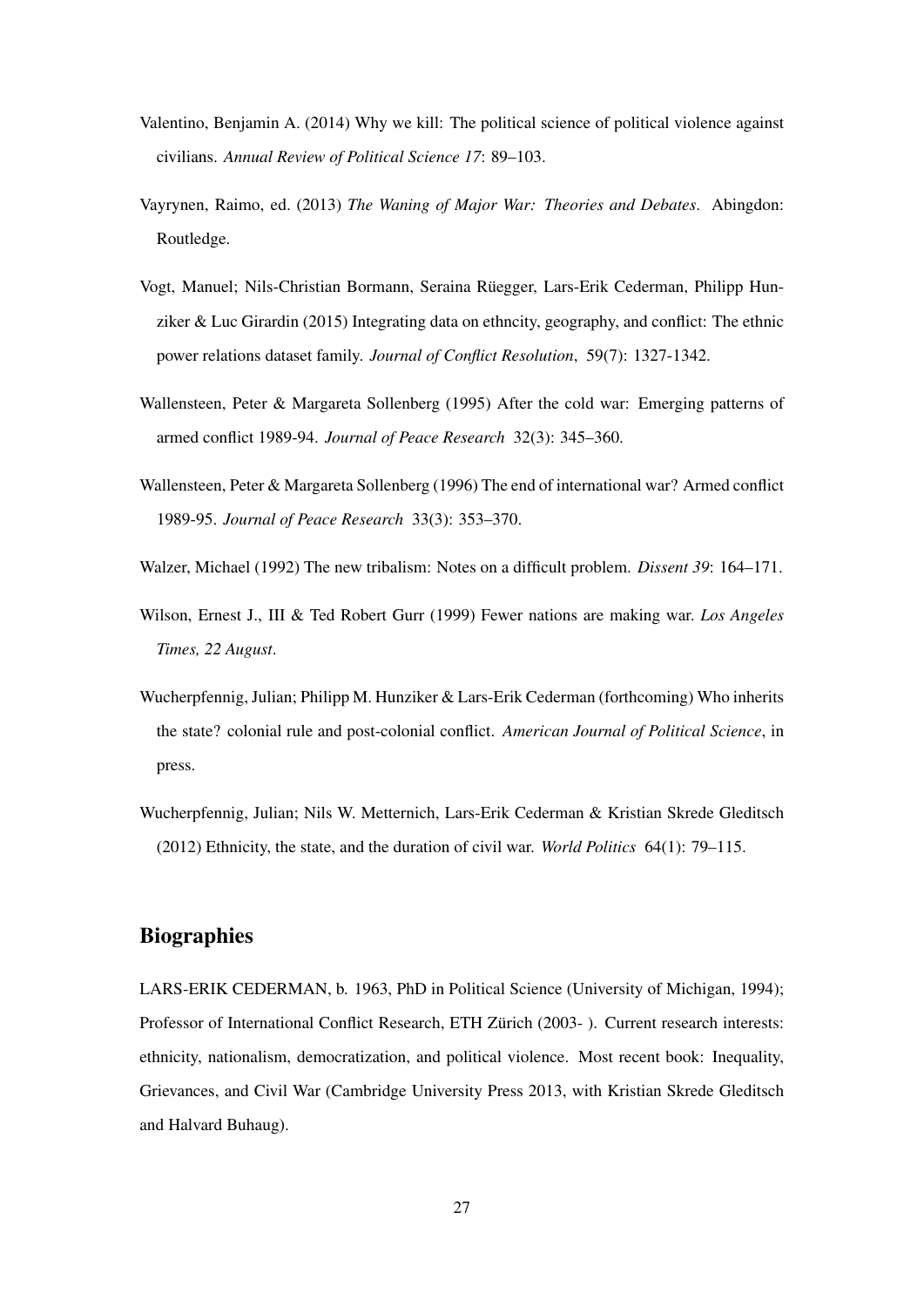Valentino, Benjamin A. (2014) Why we kill: The political science of political violence against civilians. *Annual Review of Political Science 17*: 89–103.

Vayrynen, Raimo, ed. (2013) *The Waning of Major War: Theories and Debates*. Abingdon: Routledge.

Vogt, Manuel; Nils-Christian Bormann, Seraina Rüegger, Lars-Erik Cederman, Philipp Hunziker & Luc Girardin (2015) Integrating data on ethncity, geography, and conflict: The ethnic power relations dataset family. *Journal of Conflict Resolution*, 59(7): 1327-1342.

Wallensteen, Peter & Margareta Sollenberg (1995) After the cold war: Emerging patterns of armed conflict 1989-94. *Journal of Peace Research* 32(3): 345–360.

Wallensteen, Peter & Margareta Sollenberg (1996) The end of international war? Armed conflict 1989-95. *Journal of Peace Research* 33(3): 353–370.

Walzer, Michael (1992) The new tribalism: Notes on a difficult problem. *Dissent 39*: 164–171.

Wilson, Ernest J., III & Ted Robert Gurr (1999) Fewer nations are making war. *Los Angeles Times, 22 August*.

Wucherpfennig, Julian; Philipp M. Hunziker & Lars-Erik Cederman (forthcoming) Who inherits the state? colonial rule and post-colonial conflict. *American Journal of Political Science*, in press.

Wucherpfennig, Julian; Nils W. Metternich, Lars-Erik Cederman & Kristian Skrede Gleditsch (2012) Ethnicity, the state, and the duration of civil war. *World Politics* 64(1): 79–115.

## Biographies

LARS-ERIK CEDERMAN, b. 1963, PhD in Political Science (University of Michigan, 1994); Professor of International Conflict Research, ETH Zürich (2003- ). Current research interests: ethnicity, nationalism, democratization, and political violence. Most recent book: Inequality, Grievances, and Civil War (Cambridge University Press 2013, with Kristian Skrede Gleditsch and Halvard Buhaug).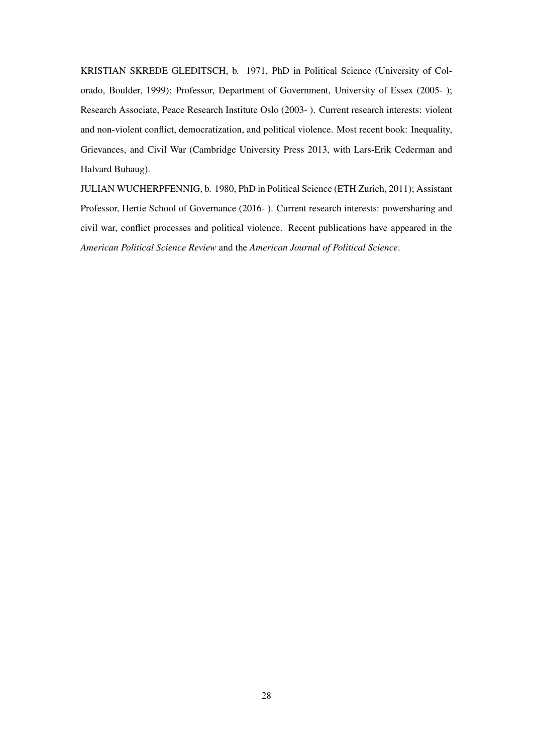KRISTIAN SKREDE GLEDITSCH, b. 1971, PhD in Political Science (University of Colorado, Boulder, 1999); Professor, Department of Government, University of Essex (2005- ); Research Associate, Peace Research Institute Oslo (2003- ). Current research interests: violent and non-violent conflict, democratization, and political violence. Most recent book: Inequality, Grievances, and Civil War (Cambridge University Press 2013, with Lars-Erik Cederman and Halvard Buhaug).

JULIAN WUCHERPFENNIG, b. 1980, PhD in Political Science (ETH Zurich, 2011); Assistant Professor, Hertie School of Governance (2016- ). Current research interests: powersharing and civil war, conflict processes and political violence. Recent publications have appeared in the *American Political Science Review* and the *American Journal of Political Science*.